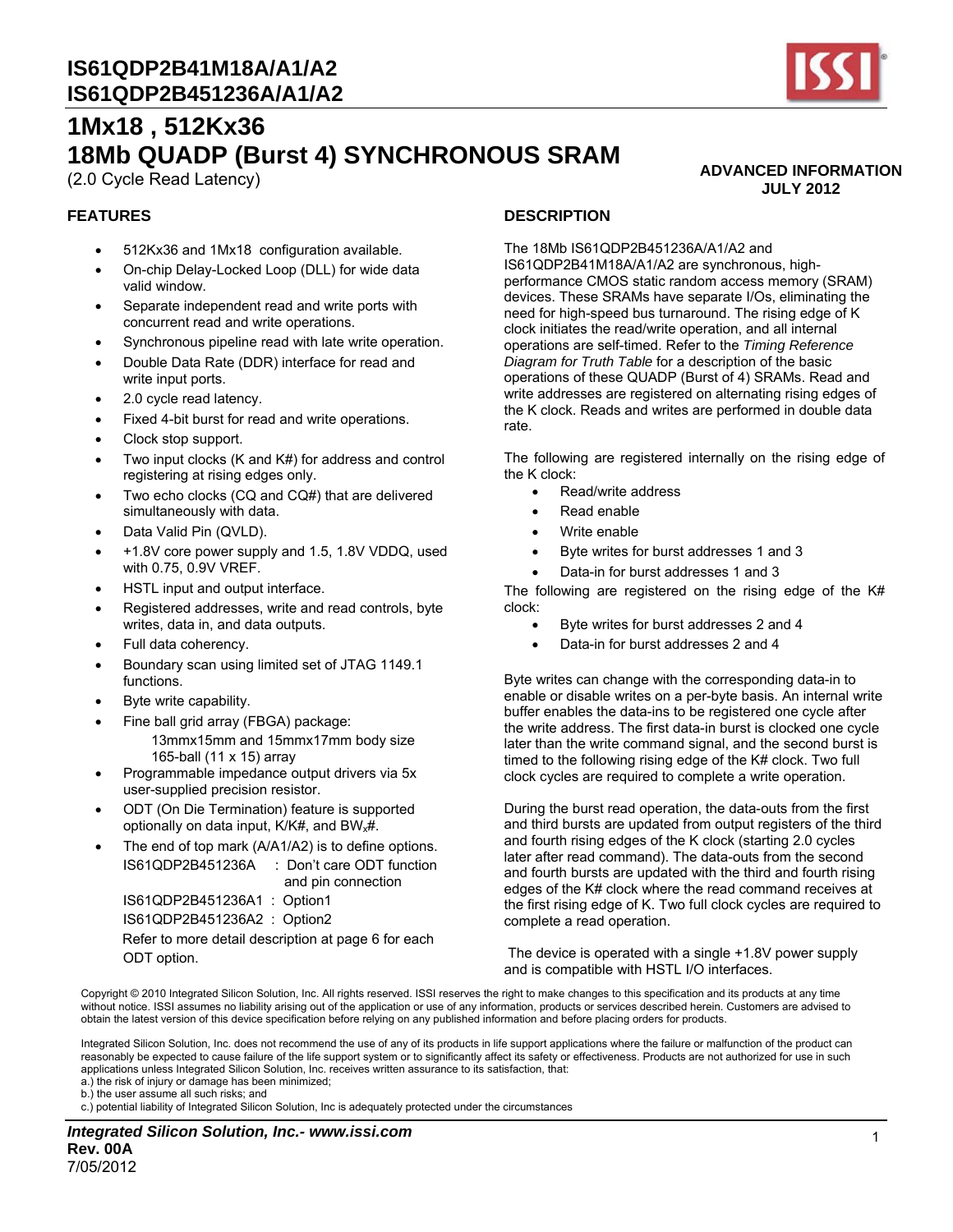# IS61QDP2B41M18A/A1/A2
# IS61QDP2B451236A/A1/A2

## 1Mx18 , 512Kx36
## 18Mb QUADP (Burst 4) SYNCHRONOUS SRAM

(2.0 Cycle Read Latency)

**ADVANCED INFORMATION**
**JULY 2012**

### FEATURES

- 512Kx36 and 1Mx18 configuration available.
- On-chip Delay-Locked Loop (DLL) for wide data valid window.
- Separate independent read and write ports with concurrent read and write operations.
- Synchronous pipeline read with late write operation.
- Double Data Rate (DDR) interface for read and write input ports.
- 2.0 cycle read latency.
- Fixed 4-bit burst for read and write operations.
- Clock stop support.
- Two input clocks (K and K#) for address and control registering at rising edges only.
- Two echo clocks (CQ and CQ#) that are delivered simultaneously with data.
- Data Valid Pin (QVLD).
- +1.8V core power supply and 1.5, 1.8V VDDQ, used with 0.75, 0.9V VREF.
- HSTL input and output interface.
- Registered addresses, write and read controls, byte writes, data in, and data outputs.
- Full data coherency.
- Boundary scan using limited set of JTAG 1149.1 functions.
- Byte write capability.
- Fine ball grid array (FBGA) package:
  - 13mmx15mm and 15mmx17mm body size
  - 165-ball (11 x 15) array
- Programmable impedance output drivers via 5x user-supplied precision resistor.
- ODT (On Die Termination) feature is supported optionally on data input, K/K#, and $BW_x$#.
- The end of top mark (A/A1/A2) is to define options.
  - IS61QDP2B451236A : Don't care ODT function and pin connection
  - IS61QDP2B451236A1 : Option1
  - IS61QDP2B451236A2 : Option2

  Refer to more detail description at page 6 for each ODT option.

### DESCRIPTION

The 18Mb IS61QDP2B451236A/A1/A2 and IS61QDP2B41M18A/A1/A2 are synchronous, high-performance CMOS static random access memory (SRAM) devices. These SRAMs have separate I/Os, eliminating the need for high-speed bus turnaround. The rising edge of K clock initiates the read/write operation, and all internal operations are self-timed. Refer to the *Timing Reference Diagram for Truth Table* for a description of the basic operations of these QUADP (Burst of 4) SRAMs. Read and write addresses are registered on alternating rising edges of the K clock. Reads and writes are performed in double data rate.

The following are registered internally on the rising edge of the K clock:

- Read/write address
- Read enable
- Write enable
- Byte writes for burst addresses 1 and 3
- Data-in for burst addresses 1 and 3

The following are registered on the rising edge of the K# clock:

- Byte writes for burst addresses 2 and 4
- Data-in for burst addresses 2 and 4

Byte writes can change with the corresponding data-in to enable or disable writes on a per-byte basis. An internal write buffer enables the data-ins to be registered one cycle after the write address. The first data-in burst is clocked one cycle later than the write command signal, and the second burst is timed to the following rising edge of the K# clock. Two full clock cycles are required to complete a write operation.

During the burst read operation, the data-outs from the first and third bursts are updated from output registers of the third and fourth rising edges of the K clock (starting 2.0 cycles later after read command). The data-outs from the second and fourth bursts are updated with the third and fourth rising edges of the K# clock where the read command receives at the first rising edge of K. Two full clock cycles are required to complete a read operation.

The device is operated with a single +1.8V power supply and is compatible with HSTL I/O interfaces.

Copyright © 2010 Integrated Silicon Solution, Inc. All rights reserved. ISSI reserves the right to make changes to this specification and its products at any time without notice. ISSI assumes no liability arising out of the application or use of any information, products or services described herein. Customers are advised to obtain the latest version of this device specification before relying on any published information and before placing orders for products.

Integrated Silicon Solution, Inc. does not recommend the use of any of its products in life support applications where the failure or malfunction of the product can reasonably be expected to cause failure of the life support system or to significantly affect its safety or effectiveness. Products are not authorized for use in such applications unless Integrated Silicon Solution, Inc. receives written assurance to its satisfaction, that:
a.) the risk of injury or damage has been minimized;
b.) the user assume all such risks; and
c.) potential liability of Integrated Silicon Solution, Inc is adequately protected under the circumstances

***Integrated Silicon Solution, Inc.- www.issi.com***
**Rev. 00A**
7/05/2012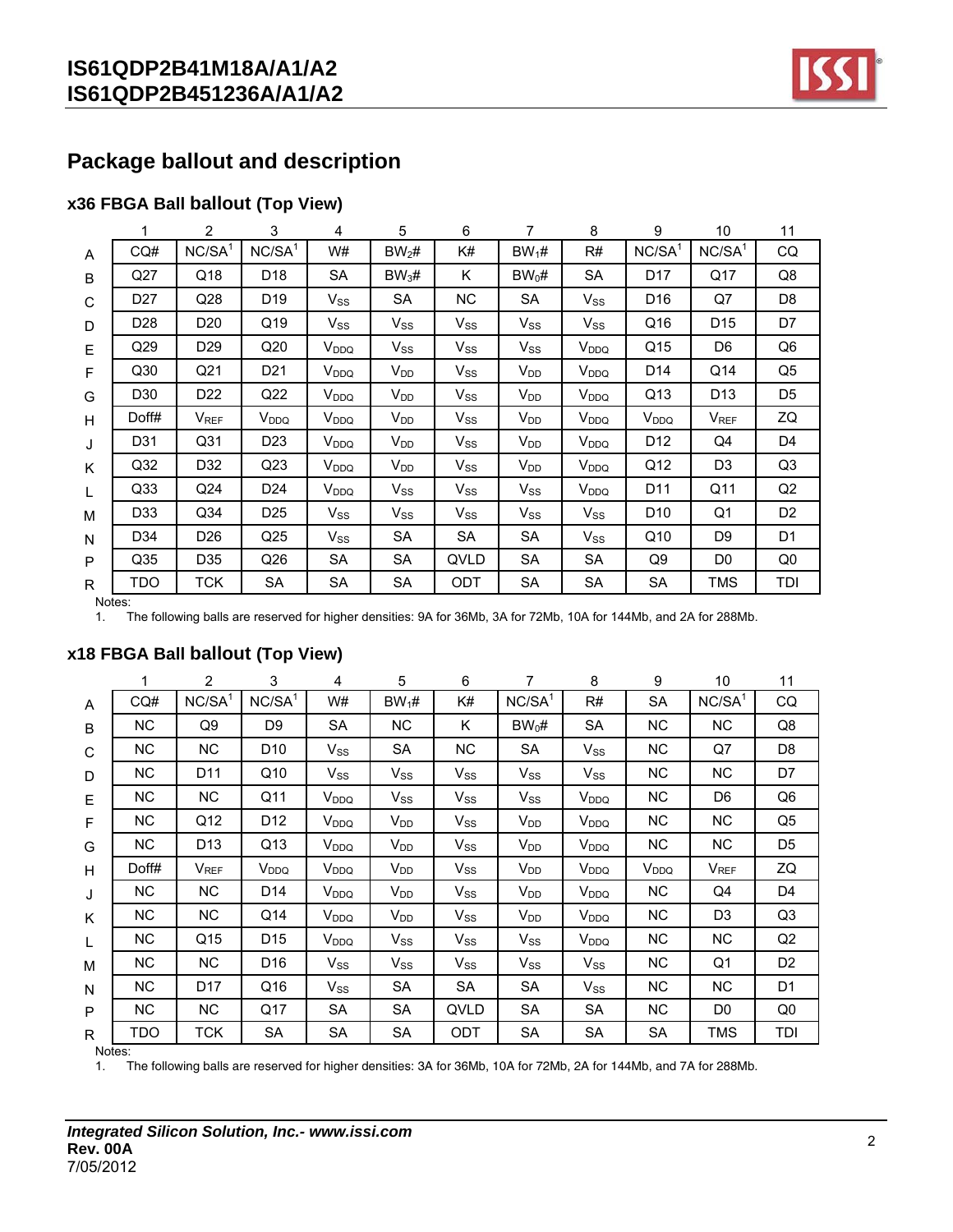## Package ballout and description

### x36 FBGA Ball ballout (Top View)

| | 1 | 2 | 3 | 4 | 5 | 6 | 7 | 8 | 9 | 10 | 11 |
|---|---|---|---|---|---|---|---|---|---|---|---|
| A | CQ# | NC/SA[1] | NC/SA[1] | W# | $BW_2$# | K# | $BW_1$# | R# | NC/SA[1] | NC/SA[1] | CQ |
| B | Q27 | Q18 | D18 | SA | $BW_3$# | K | $BW_0$# | SA | D17 | Q17 | Q8 |
| C | D27 | Q28 | D19 | $V_{SS}$ | SA | NC | SA | $V_{SS}$ | D16 | Q7 | D8 |
| D | D28 | D20 | Q19 | $V_{SS}$ | $V_{SS}$ | $V_{SS}$ | $V_{SS}$ | $V_{SS}$ | Q16 | D15 | D7 |
| E | Q29 | D29 | Q20 | $V_{DDQ}$ | $V_{SS}$ | $V_{SS}$ | $V_{SS}$ | $V_{DDQ}$ | Q15 | D6 | Q6 |
| F | Q30 | Q21 | D21 | $V_{DDQ}$ | $V_{DD}$ | $V_{SS}$ | $V_{DD}$ | $V_{DDQ}$ | D14 | Q14 | Q5 |
| G | D30 | D22 | Q22 | $V_{DDQ}$ | $V_{DD}$ | $V_{SS}$ | $V_{DD}$ | $V_{DDQ}$ | Q13 | D13 | D5 |
| H | Doff# | $V_{REF}$ | $V_{DDQ}$ | $V_{DDQ}$ | $V_{DD}$ | $V_{SS}$ | $V_{DD}$ | $V_{DDQ}$ | $V_{DDQ}$ | $V_{REF}$ | ZQ |
| J | D31 | Q31 | D23 | $V_{DDQ}$ | $V_{DD}$ | $V_{SS}$ | $V_{DD}$ | $V_{DDQ}$ | D12 | Q4 | D4 |
| K | Q32 | D32 | Q23 | $V_{DDQ}$ | $V_{DD}$ | $V_{SS}$ | $V_{DD}$ | $V_{DDQ}$ | Q12 | D3 | Q3 |
| L | Q33 | Q24 | D24 | $V_{DDQ}$ | $V_{SS}$ | $V_{SS}$ | $V_{SS}$ | $V_{DDQ}$ | D11 | Q11 | Q2 |
| M | D33 | Q34 | D25 | $V_{SS}$ | $V_{SS}$ | $V_{SS}$ | $V_{SS}$ | $V_{SS}$ | D10 | Q1 | D2 |
| N | D34 | D26 | Q25 | $V_{SS}$ | SA | SA | SA | $V_{SS}$ | Q10 | D9 | D1 |
| P | Q35 | D35 | Q26 | SA | SA | QVLD | SA | SA | Q9 | D0 | Q0 |
| R | TDO | TCK | SA | SA | SA | ODT | SA | SA | SA | TMS | TDI |

Notes:
1. The following balls are reserved for higher densities: 9A for 36Mb, 3A for 72Mb, 10A for 144Mb, and 2A for 288Mb.

### x18 FBGA Ball ballout (Top View)

| | 1 | 2 | 3 | 4 | 5 | 6 | 7 | 8 | 9 | 10 | 11 |
|---|---|---|---|---|---|---|---|---|---|---|---|
| A | CQ# | NC/SA[1] | NC/SA[1] | W# | $BW_1$# | K# | NC/SA[1] | R# | SA | NC/SA[1] | CQ |
| B | NC | Q9 | D9 | SA | NC | K | $BW_0$# | SA | NC | NC | Q8 |
| C | NC | NC | D10 | $V_{SS}$ | SA | NC | SA | $V_{SS}$ | NC | Q7 | D8 |
| D | NC | D11 | Q10 | $V_{SS}$ | $V_{SS}$ | $V_{SS}$ | $V_{SS}$ | $V_{SS}$ | NC | NC | D7 |
| E | NC | NC | Q11 | $V_{DDQ}$ | $V_{SS}$ | $V_{SS}$ | $V_{SS}$ | $V_{DDQ}$ | NC | D6 | Q6 |
| F | NC | Q12 | D12 | $V_{DDQ}$ | $V_{DD}$ | $V_{SS}$ | $V_{DD}$ | $V_{DDQ}$ | NC | NC | Q5 |
| G | NC | D13 | Q13 | $V_{DDQ}$ | $V_{DD}$ | $V_{SS}$ | $V_{DD}$ | $V_{DDQ}$ | NC | NC | D5 |
| H | Doff# | $V_{REF}$ | $V_{DDQ}$ | $V_{DDQ}$ | $V_{DD}$ | $V_{SS}$ | $V_{DD}$ | $V_{DDQ}$ | $V_{DDQ}$ | $V_{REF}$ | ZQ |
| J | NC | NC | D14 | $V_{DDQ}$ | $V_{DD}$ | $V_{SS}$ | $V_{DD}$ | $V_{DDQ}$ | NC | Q4 | D4 |
| K | NC | NC | Q14 | $V_{DDQ}$ | $V_{DD}$ | $V_{SS}$ | $V_{DD}$ | $V_{DDQ}$ | NC | D3 | Q3 |
| L | NC | Q15 | D15 | $V_{DDQ}$ | $V_{SS}$ | $V_{SS}$ | $V_{SS}$ | $V_{DDQ}$ | NC | NC | Q2 |
| M | NC | NC | D16 | $V_{SS}$ | $V_{SS}$ | $V_{SS}$ | $V_{SS}$ | $V_{SS}$ | NC | Q1 | D2 |
| N | NC | D17 | Q16 | $V_{SS}$ | SA | SA | SA | $V_{SS}$ | NC | NC | D1 |
| P | NC | NC | Q17 | SA | SA | QVLD | SA | SA | NC | D0 | Q0 |
| R | TDO | TCK | SA | SA | SA | ODT | SA | SA | SA | TMS | TDI |

Notes:
1. The following balls are reserved for higher densities: 3A for 36Mb, 10A for 72Mb, 2A for 144Mb, and 7A for 288Mb.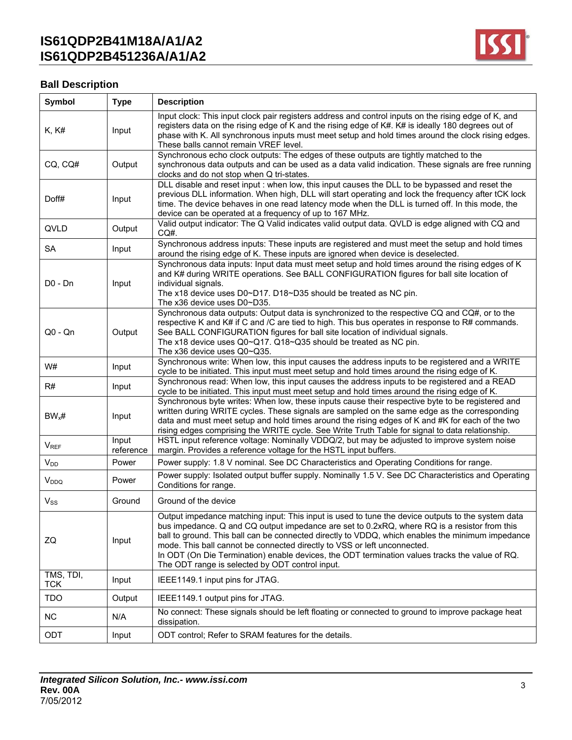## Ball Description

| Symbol | Type | Description |
|---|---|---|
| K, K# | Input | Input clock: This input clock pair registers address and control inputs on the rising edge of K, and registers data on the rising edge of K and the rising edge of K#. K# is ideally 180 degrees out of phase with K. All synchronous inputs must meet setup and hold times around the clock rising edges. These balls cannot remain VREF level. |
| CQ, CQ# | Output | Synchronous echo clock outputs: The edges of these outputs are tightly matched to the synchronous data outputs and can be used as a data valid indication. These signals are free running clocks and do not stop when Q tri-states. |
| Doff# | Input | DLL disable and reset input : when low, this input causes the DLL to be bypassed and reset the previous DLL information. When high, DLL will start operating and lock the frequency after tCK lock time. The device behaves in one read latency mode when the DLL is turned off. In this mode, the device can be operated at a frequency of up to 167 MHz. |
| QVLD | Output | Valid output indicator: The Q Valid indicates valid output data. QVLD is edge aligned with CQ and CQ#. |
| SA | Input | Synchronous address inputs: These inputs are registered and must meet the setup and hold times around the rising edge of K. These inputs are ignored when device is deselected. |
| D0 - Dn | Input | Synchronous data inputs: Input data must meet setup and hold times around the rising edges of K and K# during WRITE operations. See BALL CONFIGURATION figures for ball site location of individual signals.<br>The x18 device uses D0~D17. D18~D35 should be treated as NC pin.<br>The x36 device uses D0~D35. |
| Q0 - Qn | Output | Synchronous data outputs: Output data is synchronized to the respective CQ and CQ#, or to the respective K and K# if C and /C are tied to high. This bus operates in response to R# commands. See BALL CONFIGURATION figures for ball site location of individual signals.<br>The x18 device uses Q0~Q17. Q18~Q35 should be treated as NC pin.<br>The x36 device uses Q0~Q35. |
| W# | Input | Synchronous write: When low, this input causes the address inputs to be registered and a WRITE cycle to be initiated. This input must meet setup and hold times around the rising edge of K. |
| R# | Input | Synchronous read: When low, this input causes the address inputs to be registered and a READ cycle to be initiated. This input must meet setup and hold times around the rising edge of K. |
| $BW_x$# | Input | Synchronous byte writes: When low, these inputs cause their respective byte to be registered and written during WRITE cycles. These signals are sampled on the same edge as the corresponding data and must meet setup and hold times around the rising edges of K and #K for each of the two rising edges comprising the WRITE cycle. See Write Truth Table for signal to data relationship. |
| $V_{REF}$ | Input reference | HSTL input reference voltage: Nominally VDDQ/2, but may be adjusted to improve system noise margin. Provides a reference voltage for the HSTL input buffers. |
| $V_{DD}$ | Power | Power supply: 1.8 V nominal. See DC Characteristics and Operating Conditions for range. |
| $V_{DDQ}$ | Power | Power supply: Isolated output buffer supply. Nominally 1.5 V. See DC Characteristics and Operating Conditions for range. |
| $V_{SS}$ | Ground | Ground of the device |
| ZQ | Input | Output impedance matching input: This input is used to tune the device outputs to the system data bus impedance. Q and CQ output impedance are set to 0.2xRQ, where RQ is a resistor from this ball to ground. This ball can be connected directly to VDDQ, which enables the minimum impedance mode. This ball cannot be connected directly to VSS or left unconnected.<br>In ODT (On Die Termination) enable devices, the ODT termination values tracks the value of RQ. The ODT range is selected by ODT control input. |
| TMS, TDI, TCK | Input | IEEE1149.1 input pins for JTAG. |
| TDO | Output | IEEE1149.1 output pins for JTAG. |
| NC | N/A | No connect: These signals should be left floating or connected to ground to improve package heat dissipation. |
| ODT | Input | ODT control; Refer to SRAM features for the details. |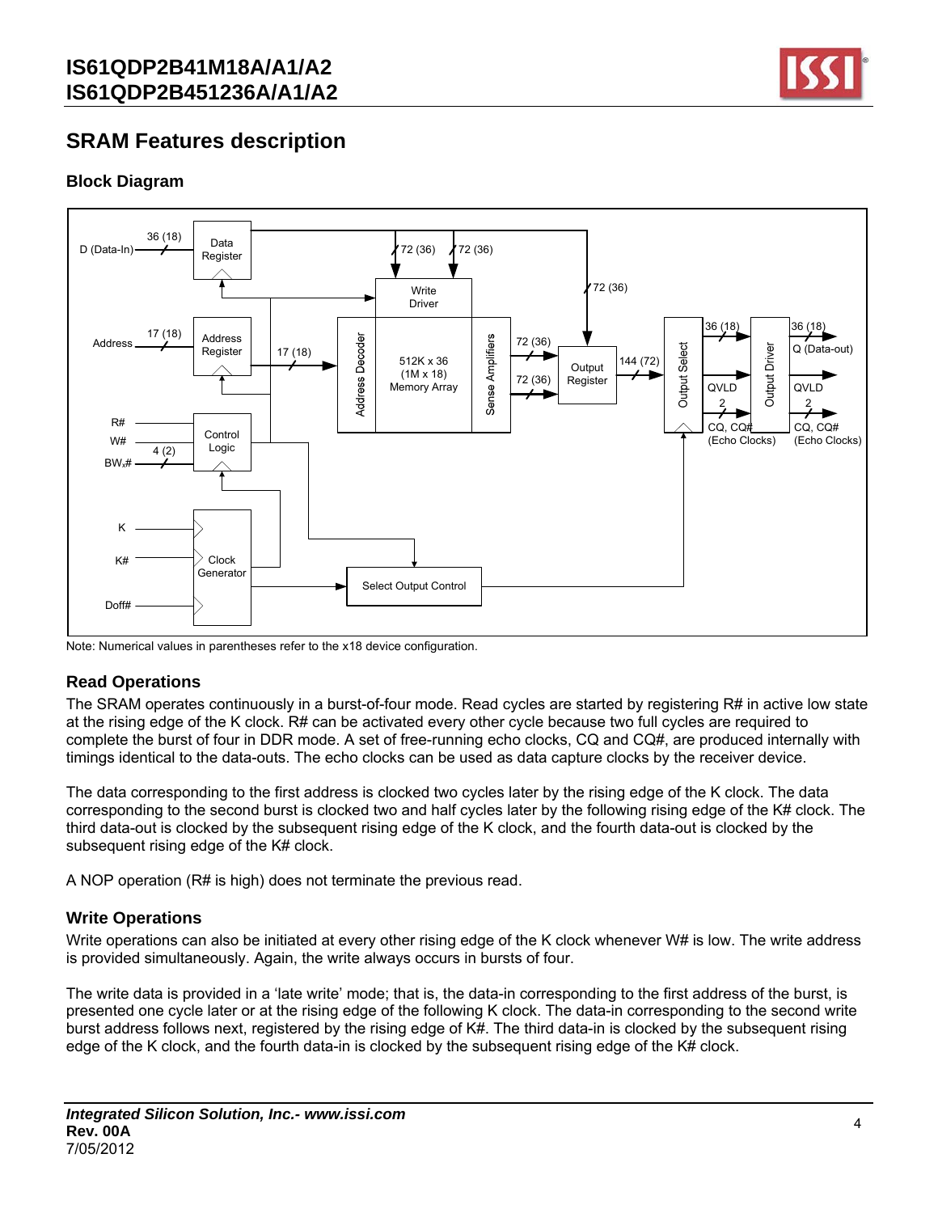## SRAM Features description

### Block Diagram

Note: Numerical values in parentheses refer to the x18 device configuration.

### Read Operations

The SRAM operates continuously in a burst-of-four mode. Read cycles are started by registering R# in active low state at the rising edge of the K clock. R# can be activated every other cycle because two full cycles are required to complete the burst of four in DDR mode. A set of free-running echo clocks, CQ and CQ#, are produced internally with timings identical to the data-outs. The echo clocks can be used as data capture clocks by the receiver device.

The data corresponding to the first address is clocked two cycles later by the rising edge of the K clock. The data corresponding to the second burst is clocked two and half cycles later by the following rising edge of the K# clock. The third data-out is clocked by the subsequent rising edge of the K clock, and the fourth data-out is clocked by the subsequent rising edge of the K# clock.

A NOP operation (R# is high) does not terminate the previous read.

### Write Operations

Write operations can also be initiated at every other rising edge of the K clock whenever W# is low. The write address is provided simultaneously. Again, the write always occurs in bursts of four.

The write data is provided in a 'late write' mode; that is, the data-in corresponding to the first address of the burst, is presented one cycle later or at the rising edge of the following K clock. The data-in corresponding to the second write burst address follows next, registered by the rising edge of K#. The third data-in is clocked by the subsequent rising edge of the K clock, and the fourth data-in is clocked by the subsequent rising edge of the K# clock.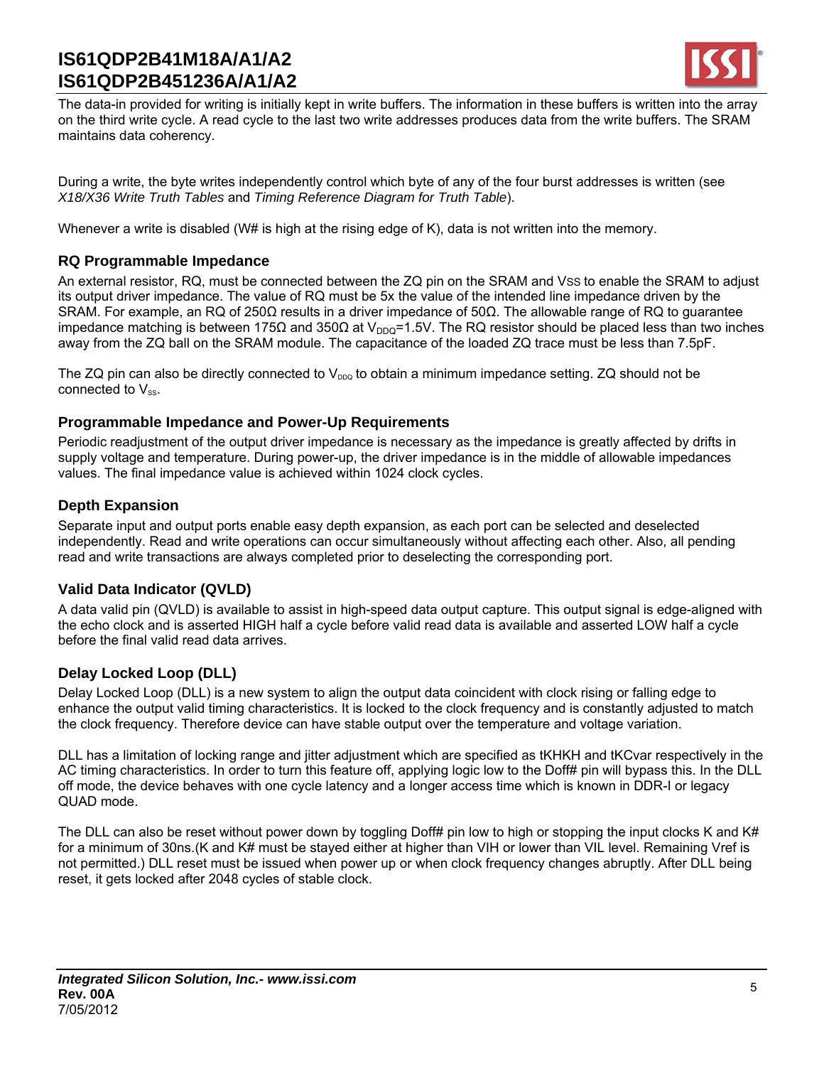The data-in provided for writing is initially kept in write buffers. The information in these buffers is written into the array on the third write cycle. A read cycle to the last two write addresses produces data from the write buffers. The SRAM maintains data coherency.

During a write, the byte writes independently control which byte of any of the four burst addresses is written (see *X18/X36 Write Truth Tables* and *Timing Reference Diagram for Truth Table*).

Whenever a write is disabled (W# is high at the rising edge of K), data is not written into the memory.

### RQ Programmable Impedance

An external resistor, RQ, must be connected between the ZQ pin on the SRAM and VSS to enable the SRAM to adjust its output driver impedance. The value of RQ must be 5x the value of the intended line impedance driven by the SRAM. For example, an RQ of 250Ω results in a driver impedance of 50Ω. The allowable range of RQ to guarantee impedance matching is between 175Ω and 350Ω at $V_{DDQ}$=1.5V. The RQ resistor should be placed less than two inches away from the ZQ ball on the SRAM module. The capacitance of the loaded ZQ trace must be less than 7.5pF.

The ZQ pin can also be directly connected to $V_{DDQ}$ to obtain a minimum impedance setting. ZQ should not be connected to $V_{SS}$.

### Programmable Impedance and Power-Up Requirements

Periodic readjustment of the output driver impedance is necessary as the impedance is greatly affected by drifts in supply voltage and temperature. During power-up, the driver impedance is in the middle of allowable impedances values. The final impedance value is achieved within 1024 clock cycles.

### Depth Expansion

Separate input and output ports enable easy depth expansion, as each port can be selected and deselected independently. Read and write operations can occur simultaneously without affecting each other. Also, all pending read and write transactions are always completed prior to deselecting the corresponding port.

### Valid Data Indicator (QVLD)

A data valid pin (QVLD) is available to assist in high-speed data output capture. This output signal is edge-aligned with the echo clock and is asserted HIGH half a cycle before valid read data is available and asserted LOW half a cycle before the final valid read data arrives.

### Delay Locked Loop (DLL)

Delay Locked Loop (DLL) is a new system to align the output data coincident with clock rising or falling edge to enhance the output valid timing characteristics. It is locked to the clock frequency and is constantly adjusted to match the clock frequency. Therefore device can have stable output over the temperature and voltage variation.

DLL has a limitation of locking range and jitter adjustment which are specified as tKHKH and tKCvar respectively in the AC timing characteristics. In order to turn this feature off, applying logic low to the Doff# pin will bypass this. In the DLL off mode, the device behaves with one cycle latency and a longer access time which is known in DDR-I or legacy QUAD mode.

The DLL can also be reset without power down by toggling Doff# pin low to high or stopping the input clocks K and K# for a minimum of 30ns.(K and K# must be stayed either at higher than VIH or lower than VIL level. Remaining Vref is not permitted.) DLL reset must be issued when power up or when clock frequency changes abruptly. After DLL being reset, it gets locked after 2048 cycles of stable clock.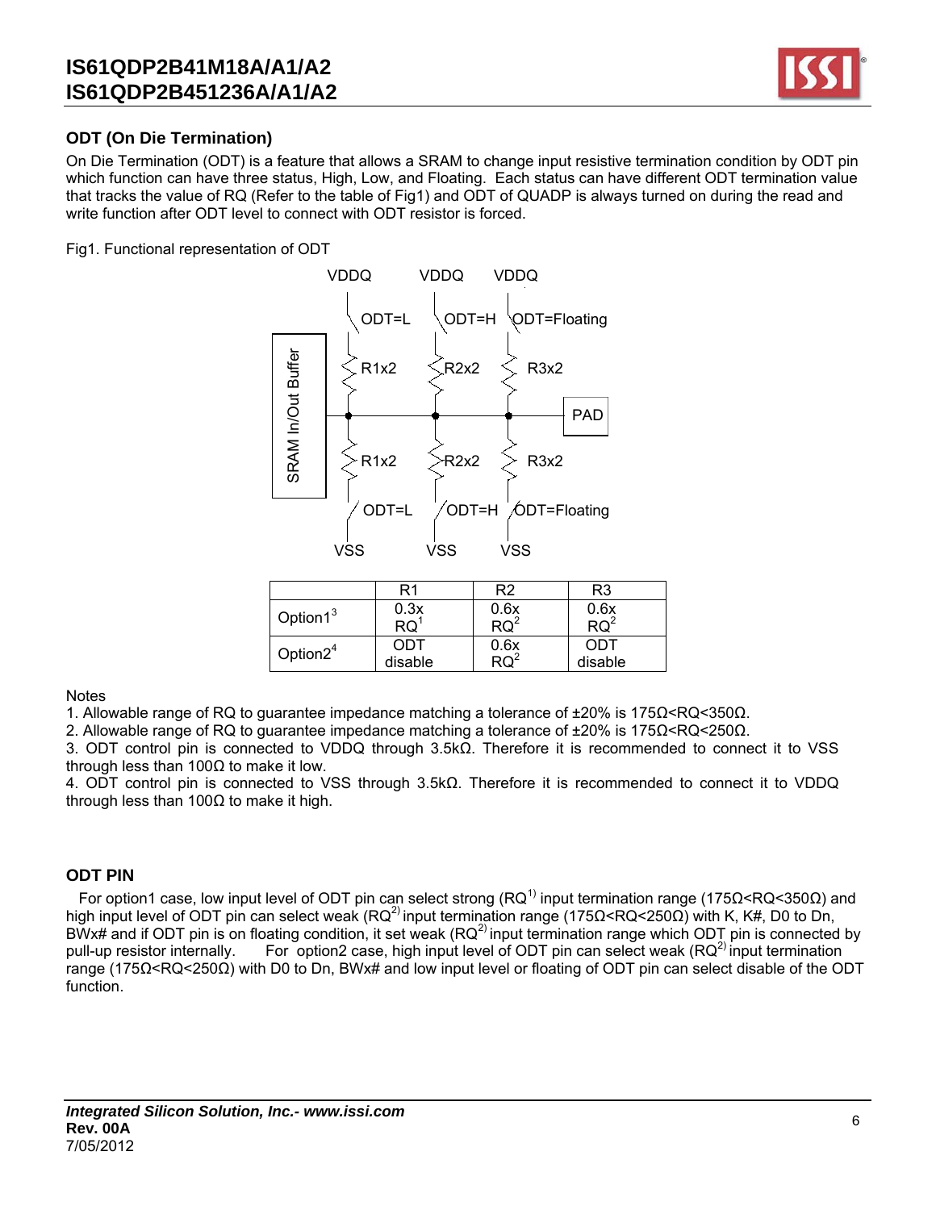## ODT (On Die Termination)

On Die Termination (ODT) is a feature that allows a SRAM to change input resistive termination condition by ODT pin which function can have three status, High, Low, and Floating. Each status can have different ODT termination value that tracks the value of RQ (Refer to the table of Fig1) and ODT of QUADP is always turned on during the read and write function after ODT level to connect with ODT resistor is forced.

Fig1. Functional representation of ODT

|  | R1 | R2 | R3 |
|---|---|---|---|
| Option1[3] | 0.3x RQ[1] | 0.6x RQ[2] | 0.6x RQ[2] |
| Option2[4] | ODT disable | 0.6x RQ[2] | ODT disable |

Notes

1. Allowable range of RQ to guarantee impedance matching a tolerance of ±20% is 175Ω<RQ<350Ω.
2. Allowable range of RQ to guarantee impedance matching a tolerance of ±20% is 175Ω<RQ<250Ω.
3. ODT control pin is connected to VDDQ through 3.5kΩ. Therefore it is recommended to connect it to VSS through less than 100Ω to make it low.
4. ODT control pin is connected to VSS through 3.5kΩ. Therefore it is recommended to connect it to VDDQ through less than 100Ω to make it high.

## ODT PIN

For option1 case, low input level of ODT pin can select strong (RQ[1)]) input termination range (175Ω<RQ<350Ω) and high input level of ODT pin can select weak (RQ[2)]) input termination range (175Ω<RQ<250Ω) with K, K#, D0 to Dn, BWx# and if ODT pin is on floating condition, it set weak (RQ[2)]) input termination range which ODT pin is connected by pull-up resistor internally. For option2 case, high input level of ODT pin can select weak (RQ[2)]) input termination range (175Ω<RQ<250Ω) with D0 to Dn, BWx# and low input level or floating of ODT pin can select disable of the ODT function.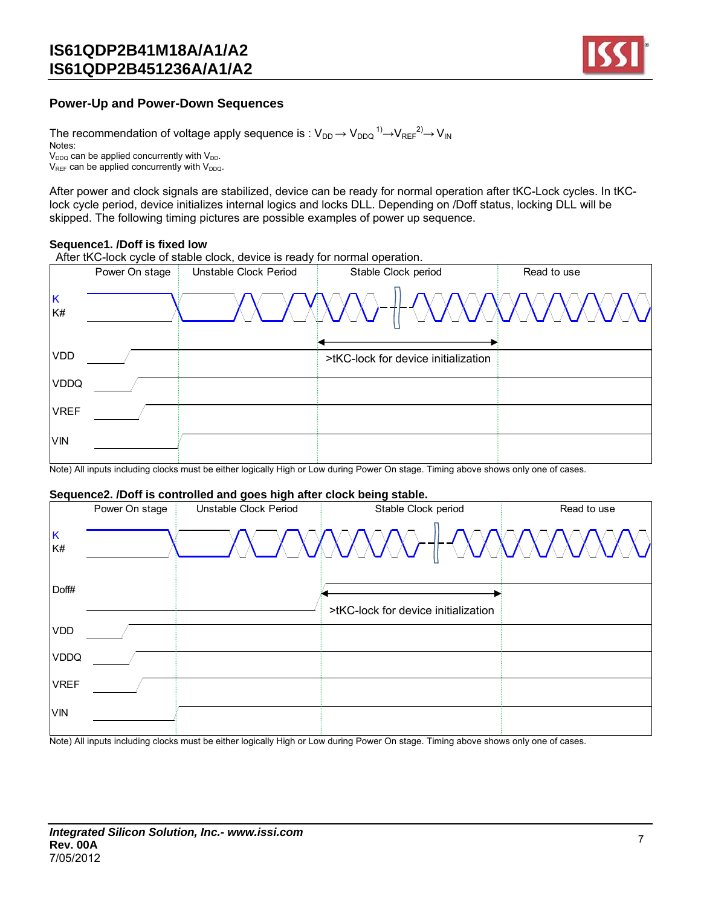## Power-Up and Power-Down Sequences

The recommendation of voltage apply sequence is : $V_{DD} \rightarrow V_{DDQ}$ [1] $\rightarrow V_{REF}$ [2] $\rightarrow V_{IN}$

Notes:

$V_{DDQ}$ can be applied concurrently with $V_{DD}$.

$V_{REF}$ can be applied concurrently with $V_{DDQ}$.

After power and clock signals are stabilized, device can be ready for normal operation after tKC-Lock cycles. In tKC-lock cycle period, device initializes internal logics and locks DLL. Depending on /Doff status, locking DLL will be skipped. The following timing pictures are possible examples of power up sequence.

**Sequence1. /Doff is fixed low**

After tKC-lock cycle of stable clock, device is ready for normal operation.

Power On stage | Unstable Clock Period | Stable Clock period | Read to use

K, K#, VDD, VDDQ, VREF, VIN

>tKC-lock for device initialization

Note) All inputs including clocks must be either logically High or Low during Power On stage. Timing above shows only one of cases.

**Sequence2. /Doff is controlled and goes high after clock being stable.**

Power On stage | Unstable Clock Period | Stable Clock period | Read to use

K, K#, Doff#, VDD, VDDQ, VREF, VIN

>tKC-lock for device initialization

Note) All inputs including clocks must be either logically High or Low during Power On stage. Timing above shows only one of cases.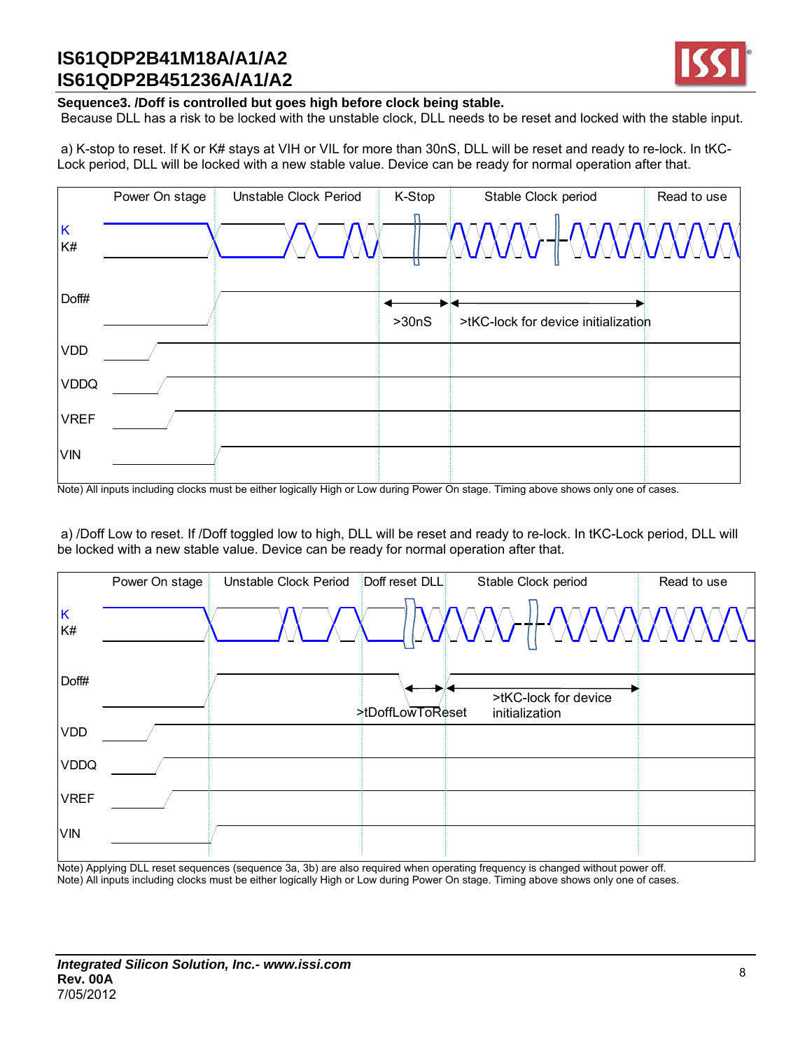**Sequence3. /Doff is controlled but goes high before clock being stable.**

Because DLL has a risk to be locked with the unstable clock, DLL needs to be reset and locked with the stable input.

a) K-stop to reset. If K or K# stays at VIH or VIL for more than 30nS, DLL will be reset and ready to re-lock. In tKC-Lock period, DLL will be locked with a new stable value. Device can be ready for normal operation after that.

Power On stage | Unstable Clock Period | K-Stop | Stable Clock period | Read to use

K, K#, Doff#, VDD, VDDQ, VREF, VIN

>30nS   >tKC-lock for device initialization

Note) All inputs including clocks must be either logically High or Low during Power On stage. Timing above shows only one of cases.

a) /Doff Low to reset. If /Doff toggled low to high, DLL will be reset and ready to re-lock. In tKC-Lock period, DLL will be locked with a new stable value. Device can be ready for normal operation after that.

Power On stage | Unstable Clock Period | Doff reset DLL | Stable Clock period | Read to use

K, K#, Doff#, VDD, VDDQ, VREF, VIN

>tDoffLowToReset   >tKC-lock for device initialization

Note) Applying DLL reset sequences (sequence 3a, 3b) are also required when operating frequency is changed without power off.
Note) All inputs including clocks must be either logically High or Low during Power On stage. Timing above shows only one of cases.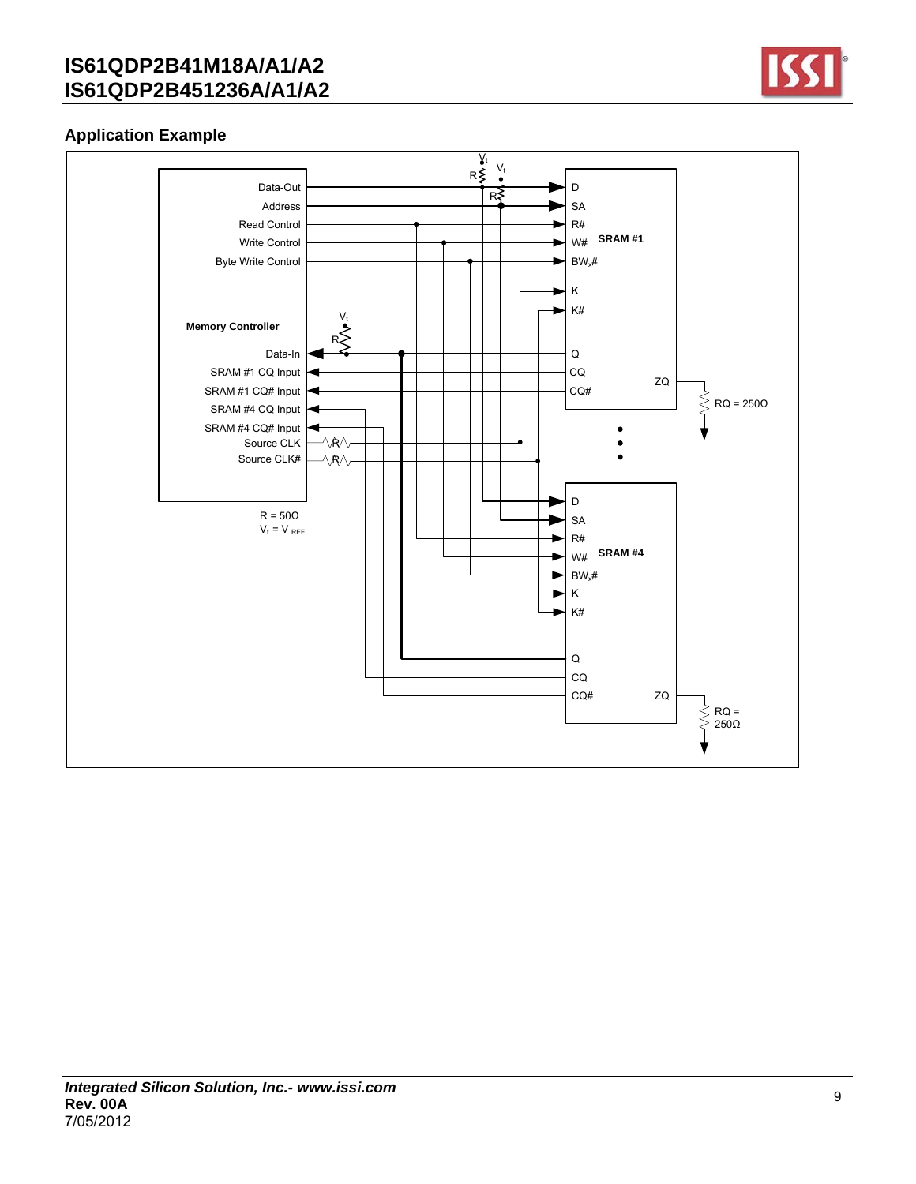## Application Example

Data-Out
Address
Read Control
Write Control
Byte Write Control

Memory Controller

Data-In
SRAM #1 CQ Input
SRAM #1 CQ# Input
SRAM #4 CQ Input
SRAM #4 CQ# Input
Source CLK
Source CLK#

R = 50Ω
$V_t$ = $V_{REF}$

SRAM #1: D, SA, R#, W#, $BW_x$#, K, K#, Q, CQ, CQ#, ZQ — RQ = 250Ω

SRAM #4: D, SA, R#, W#, $BW_x$#, K, K#, Q, CQ, CQ#, ZQ — RQ = 250Ω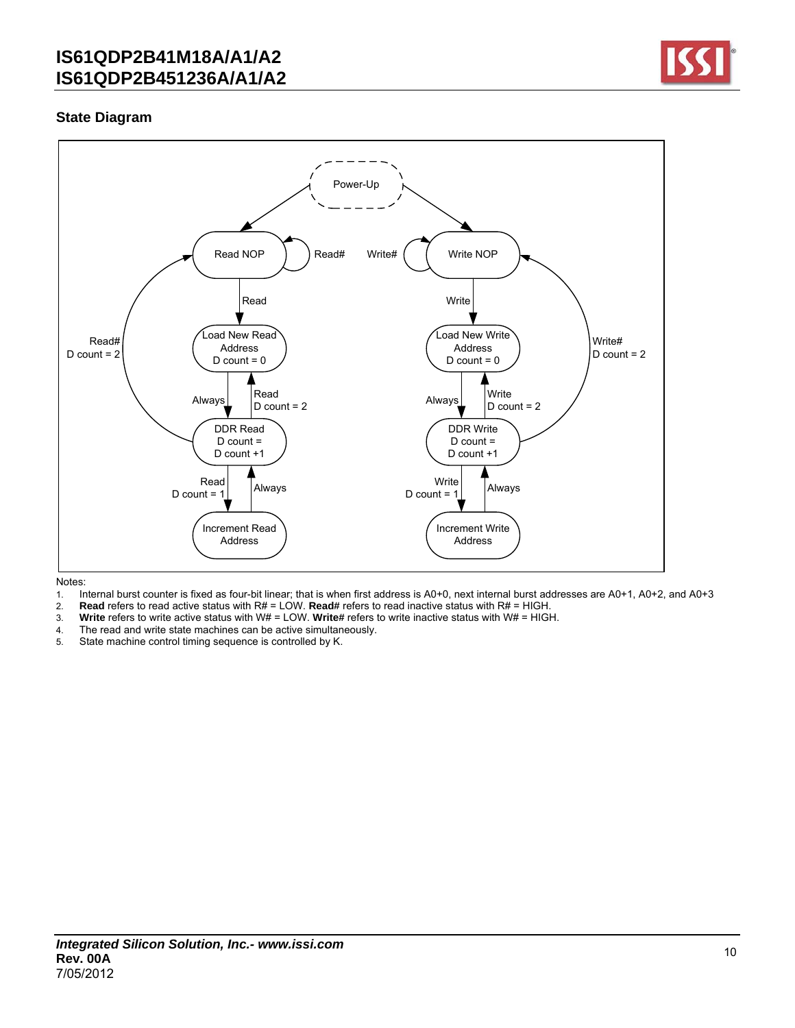## State Diagram

Notes:

1. Internal burst counter is fixed as four-bit linear; that is when first address is A0+0, next internal burst addresses are A0+1, A0+2, and A0+3
2. **Read** refers to read active status with R# = LOW. **Read#** refers to read inactive status with R# = HIGH.
3. **Write** refers to write active status with W# = LOW. **Write#** refers to write inactive status with W# = HIGH.
4. The read and write state machines can be active simultaneously.
5. State machine control timing sequence is controlled by K.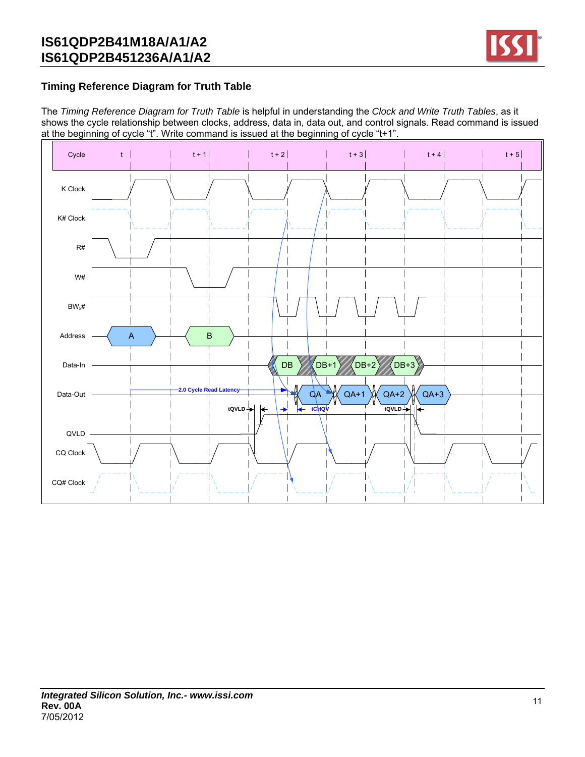## Timing Reference Diagram for Truth Table

The *Timing Reference Diagram for Truth Table* is helpful in understanding the *Clock and Write Truth Tables*, as it shows the cycle relationship between clocks, address, data in, data out, and control signals. Read command is issued at the beginning of cycle "t". Write command is issued at the beginning of cycle "t+1".

Cycle: t, t + 1, t + 2, t + 3, t + 4, t + 5

K Clock

K# Clock

R#

W#

$BW_x$#

Address: A, B

Data-In: DB, DB+1, DB+2, DB+3

Data-Out: QA, QA+1, QA+2, QA+3

2.0 Cycle Read Latency

tQVLD, tCHQV, tQVLD

QVLD

CQ Clock

CQ# Clock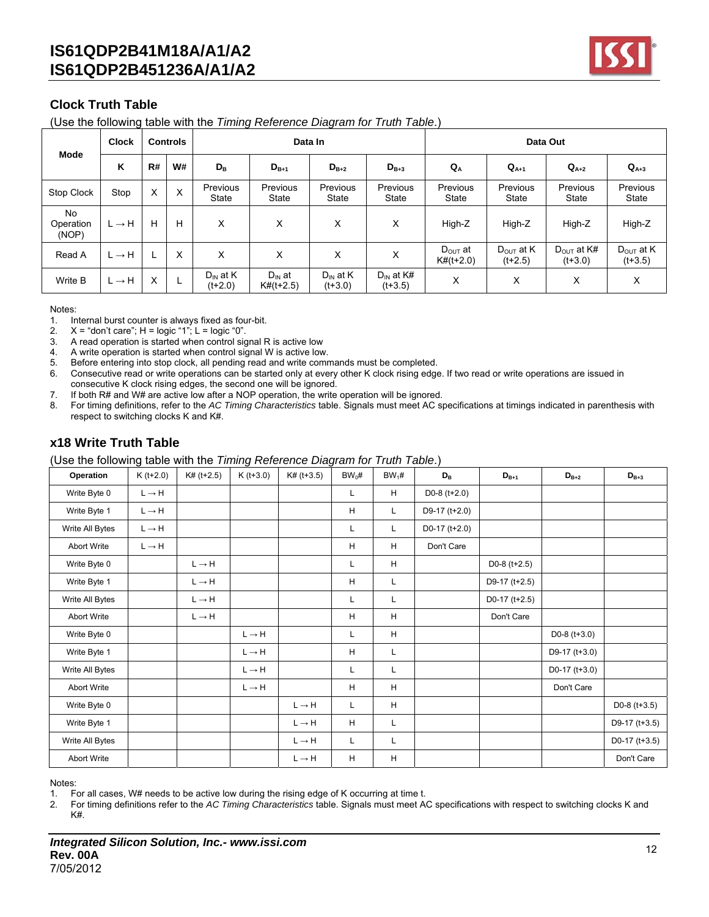## Clock Truth Table

(Use the following table with the *Timing Reference Diagram for Truth Table*.)

| Mode | Clock | Controls | | Data In | | | | Data Out | | | |
|---|---|---|---|---|---|---|---|---|---|---|---|
| | K | R# | W# | $D_B$ | $D_{B+1}$ | $D_{B+2}$ | $D_{B+3}$ | $Q_A$ | $Q_{A+1}$ | $Q_{A+2}$ | $Q_{A+3}$ |
| Stop Clock | Stop | X | X | Previous State | Previous State | Previous State | Previous State | Previous State | Previous State | Previous State | Previous State |
| No Operation (NOP) | L → H | H | H | X | X | X | X | High-Z | High-Z | High-Z | High-Z |
| Read A | L → H | L | X | X | X | X | X | $D_{OUT}$ at K#(t+2.0) | $D_{OUT}$ at K (t+2.5) | $D_{OUT}$ at K# (t+3.0) | $D_{OUT}$ at K (t+3.5) |
| Write B | L → H | X | L | $D_{IN}$ at K (t+2.0) | $D_{IN}$ at K#(t+2.5) | $D_{IN}$ at K (t+3.0) | $D_{IN}$ at K# (t+3.5) | X | X | X | X |

Notes:

1. Internal burst counter is always fixed as four-bit.
2. X = "don't care"; H = logic "1"; L = logic "0".
3. A read operation is started when control signal R is active low
4. A write operation is started when control signal W is active low.
5. Before entering into stop clock, all pending read and write commands must be completed.
6. Consecutive read or write operations can be started only at every other K clock rising edge. If two read or write operations are issued in consecutive K clock rising edges, the second one will be ignored.
7. If both R# and W# are active low after a NOP operation, the write operation will be ignored.
8. For timing definitions, refer to the *AC Timing Characteristics* table. Signals must meet AC specifications at timings indicated in parenthesis with respect to switching clocks K and K#.

## x18 Write Truth Table

(Use the following table with the *Timing Reference Diagram for Truth Table*.)

| Operation | K (t+2.0) | K# (t+2.5) | K (t+3.0) | K# (t+3.5) | $BW_0$# | $BW_1$# | $D_B$ | $D_{B+1}$ | $D_{B+2}$ | $D_{B+3}$ |
|---|---|---|---|---|---|---|---|---|---|---|
| Write Byte 0 | L → H | | | | L | H | D0-8 (t+2.0) | | | |
| Write Byte 1 | L → H | | | | H | L | D9-17 (t+2.0) | | | |
| Write All Bytes | L → H | | | | L | L | D0-17 (t+2.0) | | | |
| Abort Write | L → H | | | | H | H | Don't Care | | | |
| Write Byte 0 | | L → H | | | L | H | | D0-8 (t+2.5) | | |
| Write Byte 1 | | L → H | | | H | L | | D9-17 (t+2.5) | | |
| Write All Bytes | | L → H | | | L | L | | D0-17 (t+2.5) | | |
| Abort Write | | L → H | | | H | H | | Don't Care | | |
| Write Byte 0 | | | L → H | | L | H | | | D0-8 (t+3.0) | |
| Write Byte 1 | | | L → H | | H | L | | | D9-17 (t+3.0) | |
| Write All Bytes | | | L → H | | L | L | | | D0-17 (t+3.0) | |
| Abort Write | | | L → H | | H | H | | | Don't Care | |
| Write Byte 0 | | | | L → H | L | H | | | | D0-8 (t+3.5) |
| Write Byte 1 | | | | L → H | H | L | | | | D9-17 (t+3.5) |
| Write All Bytes | | | | L → H | L | L | | | | D0-17 (t+3.5) |
| Abort Write | | | | L → H | H | H | | | | Don't Care |

Notes:

1. For all cases, W# needs to be active low during the rising edge of K occurring at time t.
2. For timing definitions refer to the *AC Timing Characteristics* table. Signals must meet AC specifications with respect to switching clocks K and K#.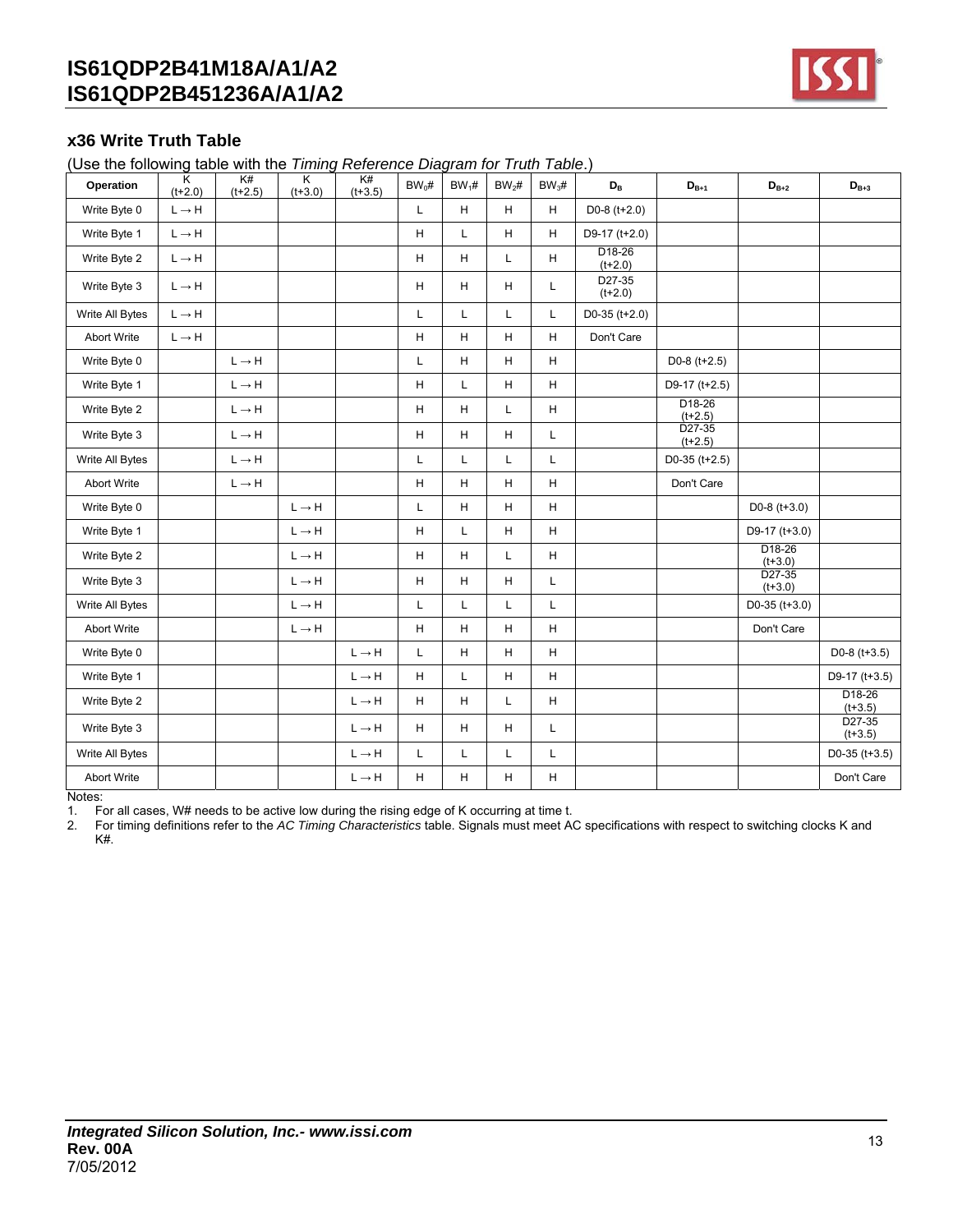### x36 Write Truth Table

(Use the following table with the *Timing Reference Diagram for Truth Table*.)

| Operation | K (t+2.0) | K# (t+2.5) | K (t+3.0) | K# (t+3.5) | $BW_0$# | $BW_1$# | $BW_2$# | $BW_3$# | $D_B$ | $D_{B+1}$ | $D_{B+2}$ | $D_{B+3}$ |
|---|---|---|---|---|---|---|---|---|---|---|---|---|
| Write Byte 0 | L → H | | | | L | H | H | H | D0-8 (t+2.0) | | | |
| Write Byte 1 | L → H | | | | H | L | H | H | D9-17 (t+2.0) | | | |
| Write Byte 2 | L → H | | | | H | H | L | H | D18-26 (t+2.0) | | | |
| Write Byte 3 | L → H | | | | H | H | H | L | D27-35 (t+2.0) | | | |
| Write All Bytes | L → H | | | | L | L | L | L | D0-35 (t+2.0) | | | |
| Abort Write | L → H | | | | H | H | H | H | Don't Care | | | |
| Write Byte 0 | | L → H | | | L | H | H | H | | D0-8 (t+2.5) | | |
| Write Byte 1 | | L → H | | | H | L | H | H | | D9-17 (t+2.5) | | |
| Write Byte 2 | | L → H | | | H | H | L | H | | D18-26 (t+2.5) | | |
| Write Byte 3 | | L → H | | | H | H | H | L | | D27-35 (t+2.5) | | |
| Write All Bytes | | L → H | | | L | L | L | L | | D0-35 (t+2.5) | | |
| Abort Write | | L → H | | | H | H | H | H | | Don't Care | | |
| Write Byte 0 | | | L → H | | L | H | H | H | | | D0-8 (t+3.0) | |
| Write Byte 1 | | | L → H | | H | L | H | H | | | D9-17 (t+3.0) | |
| Write Byte 2 | | | L → H | | H | H | L | H | | | D18-26 (t+3.0) | |
| Write Byte 3 | | | L → H | | H | H | H | L | | | D27-35 (t+3.0) | |
| Write All Bytes | | | L → H | | L | L | L | L | | | D0-35 (t+3.0) | |
| Abort Write | | | L → H | | H | H | H | H | | | Don't Care | |
| Write Byte 0 | | | | L → H | L | H | H | H | | | | D0-8 (t+3.5) |
| Write Byte 1 | | | | L → H | H | L | H | H | | | | D9-17 (t+3.5) |
| Write Byte 2 | | | | L → H | H | H | L | H | | | | D18-26 (t+3.5) |
| Write Byte 3 | | | | L → H | H | H | H | L | | | | D27-35 (t+3.5) |
| Write All Bytes | | | | L → H | L | L | L | L | | | | D0-35 (t+3.5) |
| Abort Write | | | | L → H | H | H | H | H | | | | Don't Care |

Notes:

1. For all cases, W# needs to be active low during the rising edge of K occurring at time t.
2. For timing definitions refer to the *AC Timing Characteristics* table. Signals must meet AC specifications with respect to switching clocks K and K#.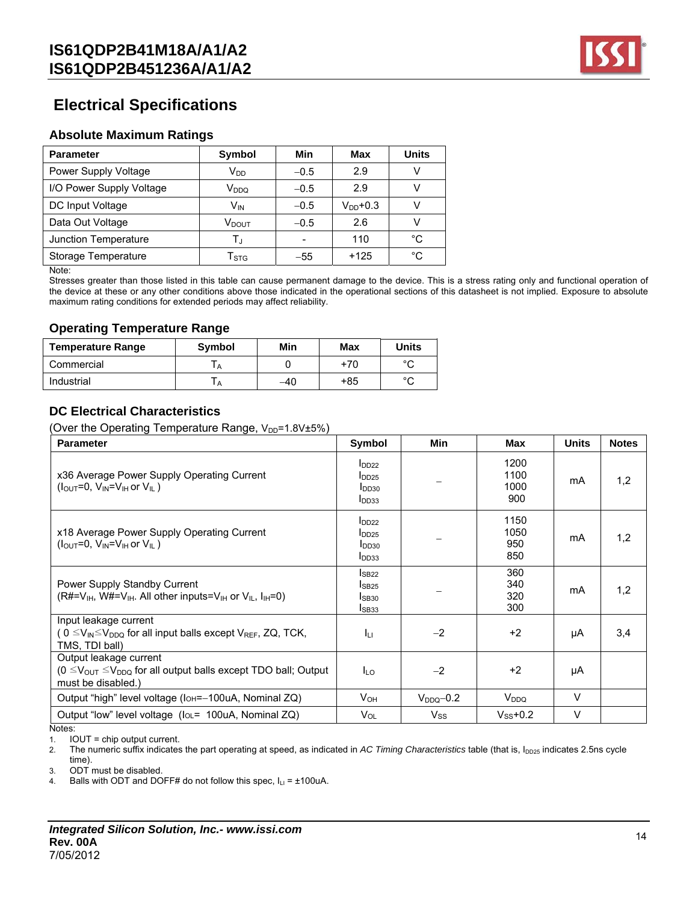# Electrical Specifications

## Absolute Maximum Ratings

| Parameter | Symbol | Min | Max | Units |
|---|---|---|---|---|
| Power Supply Voltage | $V_{DD}$ | −0.5 | 2.9 | V |
| I/O Power Supply Voltage | $V_{DDQ}$ | −0.5 | 2.9 | V |
| DC Input Voltage | $V_{IN}$ | −0.5 | $V_{DD}$+0.3 | V |
| Data Out Voltage | $V_{DOUT}$ | −0.5 | 2.6 | V |
| Junction Temperature | $T_J$ | - | 110 | °C |
| Storage Temperature | $T_{STG}$ | −55 | +125 | °C |

Note:
Stresses greater than those listed in this table can cause permanent damage to the device. This is a stress rating only and functional operation of the device at these or any other conditions above those indicated in the operational sections of this datasheet is not implied. Exposure to absolute maximum rating conditions for extended periods may affect reliability.

## Operating Temperature Range

| Temperature Range | Symbol | Min | Max | Units |
|---|---|---|---|---|
| Commercial | $T_A$ | 0 | +70 | °C |
| Industrial | $T_A$ | −40 | +85 | °C |

## DC Electrical Characteristics

(Over the Operating Temperature Range, $V_{DD}$=1.8V±5%)

| Parameter | Symbol | Min | Max | Units | Notes |
|---|---|---|---|---|---|
| x36 Average Power Supply Operating Current ($I_{OUT}$=0, $V_{IN}$=$V_{IH}$ or $V_{IL}$ ) | $I_{DD22}$<br>$I_{DD25}$<br>$I_{DD30}$<br>$I_{DD33}$ | – | 1200<br>1100<br>1000<br>900 | mA | 1,2 |
| x18 Average Power Supply Operating Current ($I_{OUT}$=0, $V_{IN}$=$V_{IH}$ or $V_{IL}$ ) | $I_{DD22}$<br>$I_{DD25}$<br>$I_{DD30}$<br>$I_{DD33}$ | – | 1150<br>1050<br>950<br>850 | mA | 1,2 |
| Power Supply Standby Current (R#=$V_{IH}$, W#=$V_{IH}$. All other inputs=$V_{IH}$ or $V_{IL}$, $I_{IH}$=0) | $I_{SB22}$<br>$I_{SB25}$<br>$I_{SB30}$<br>$I_{SB33}$ | – | 360<br>340<br>320<br>300 | mA | 1,2 |
| Input leakage current ( 0 ≤$V_{IN}$≤$V_{DDQ}$ for all input balls except $V_{REF}$, ZQ, TCK, TMS, TDI ball) | $I_{LI}$ | −2 | +2 | μA | 3,4 |
| Output leakage current (0 ≤$V_{OUT}$ ≤$V_{DDQ}$ for all output balls except TDO ball; Output must be disabled.) | $I_{LO}$ | −2 | +2 | μA | |
| Output "high" level voltage ($I_{OH}$=−100uA, Nominal ZQ) | $V_{OH}$ | $V_{DDQ}$−0.2 | $V_{DDQ}$ | V | |
| Output "low" level voltage ($I_{OL}$= 100uA, Nominal ZQ) | $V_{OL}$ | $V_{SS}$ | $V_{SS}$+0.2 | V | |

Notes:
1. IOUT = chip output current.
2. The numeric suffix indicates the part operating at speed, as indicated in *AC Timing Characteristics* table (that is, $I_{DD25}$ indicates 2.5ns cycle time).
3. ODT must be disabled.
4. Balls with ODT and DOFF# do not follow this spec, $I_{LI}$ = ±100uA.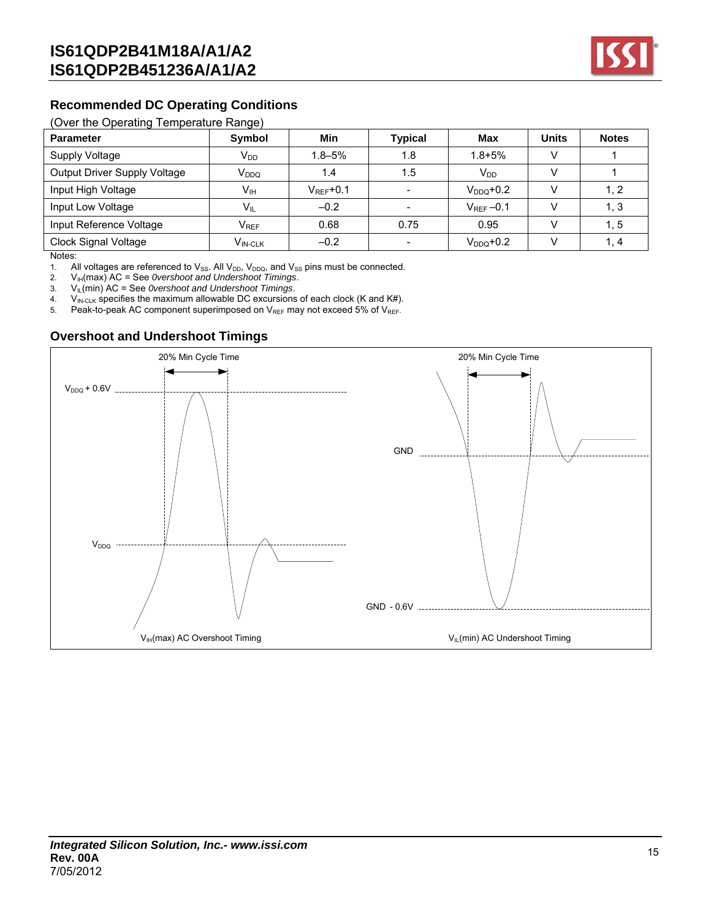## Recommended DC Operating Conditions

(Over the Operating Temperature Range)

| Parameter | Symbol | Min | Typical | Max | Units | Notes |
|---|---|---|---|---|---|---|
| Supply Voltage | $V_{DD}$ | 1.8–5% | 1.8 | 1.8+5% | V | 1 |
| Output Driver Supply Voltage | $V_{DDQ}$ | 1.4 | 1.5 | $V_{DD}$ | V | 1 |
| Input High Voltage | $V_{IH}$ | $V_{REF}$+0.1 | - | $V_{DDQ}$+0.2 | V | 1, 2 |
| Input Low Voltage | $V_{IL}$ | –0.2 | - | $V_{REF}$ –0.1 | V | 1, 3 |
| Input Reference Voltage | $V_{REF}$ | 0.68 | 0.75 | 0.95 | V | 1, 5 |
| Clock Signal Voltage | $V_{IN-CLK}$ | –0.2 | - | $V_{DDQ}$+0.2 | V | 1, 4 |

Notes:

1. All voltages are referenced to $V_{SS}$. All $V_{DD}$, $V_{DDQ}$, and $V_{SS}$ pins must be connected.
2. $V_{IH}$(max) AC = See *0vershoot and Undershoot Timings*.
3. $V_{IL}$(min) AC = See *0vershoot and Undershoot Timings*.
4. $V_{IN-CLK}$ specifies the maximum allowable DC excursions of each clock (K and K#).
5. Peak-to-peak AC component superimposed on $V_{REF}$ may not exceed 5% of $V_{REF}$.

## Overshoot and Undershoot Timings

20% Min Cycle Time

$V_{DDQ}$ + 0.6V

$V_{DDQ}$

$V_{IH}$(max) AC Overshoot Timing

20% Min Cycle Time

GND

GND - 0.6V

$V_{IL}$(min) AC Undershoot Timing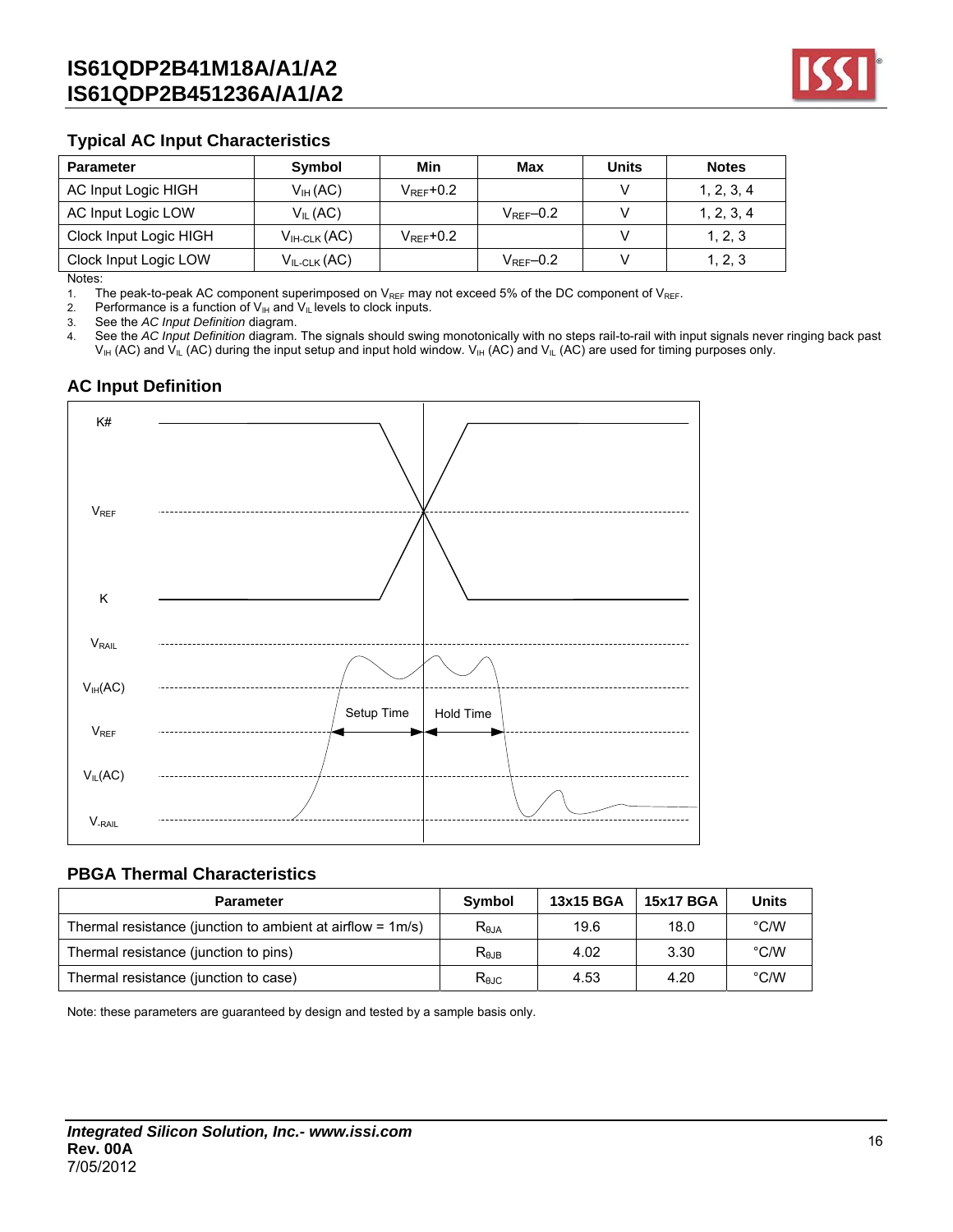## Typical AC Input Characteristics

| Parameter | Symbol | Min | Max | Units | Notes |
|---|---|---|---|---|---|
| AC Input Logic HIGH | $V_{IH}$ (AC) | $V_{REF}$+0.2 | | V | 1, 2, 3, 4 |
| AC Input Logic LOW | $V_{IL}$ (AC) | | $V_{REF}$–0.2 | V | 1, 2, 3, 4 |
| Clock Input Logic HIGH | $V_{IH\text{-}CLK}$ (AC) | $V_{REF}$+0.2 | | V | 1, 2, 3 |
| Clock Input Logic LOW | $V_{IL\text{-}CLK}$ (AC) | | $V_{REF}$–0.2 | V | 1, 2, 3 |

Notes:

1. The peak-to-peak AC component superimposed on $V_{REF}$ may not exceed 5% of the DC component of $V_{REF}$.
2. Performance is a function of $V_{IH}$ and $V_{IL}$ levels to clock inputs.
3. See the *AC Input Definition* diagram.
4. See the *AC Input Definition* diagram. The signals should swing monotonically with no steps rail-to-rail with input signals never ringing back past $V_{IH}$ (AC) and $V_{IL}$ (AC) during the input setup and input hold window. $V_{IH}$ (AC) and $V_{IL}$ (AC) are used for timing purposes only.

## AC Input Definition

K#

$V_{REF}$

K

$V_{RAIL}$

$V_{IH}$(AC)

Setup Time

Hold Time

$V_{REF}$

$V_{IL}$(AC)

$V_{-RAIL}$

## PBGA Thermal Characteristics

| Parameter | Symbol | 13x15 BGA | 15x17 BGA | Units |
|---|---|---|---|---|
| Thermal resistance (junction to ambient at airflow = 1m/s) | $R_{\theta JA}$ | 19.6 | 18.0 | °C/W |
| Thermal resistance (junction to pins) | $R_{\theta JB}$ | 4.02 | 3.30 | °C/W |
| Thermal resistance (junction to case) | $R_{\theta JC}$ | 4.53 | 4.20 | °C/W |

Note: these parameters are guaranteed by design and tested by a sample basis only.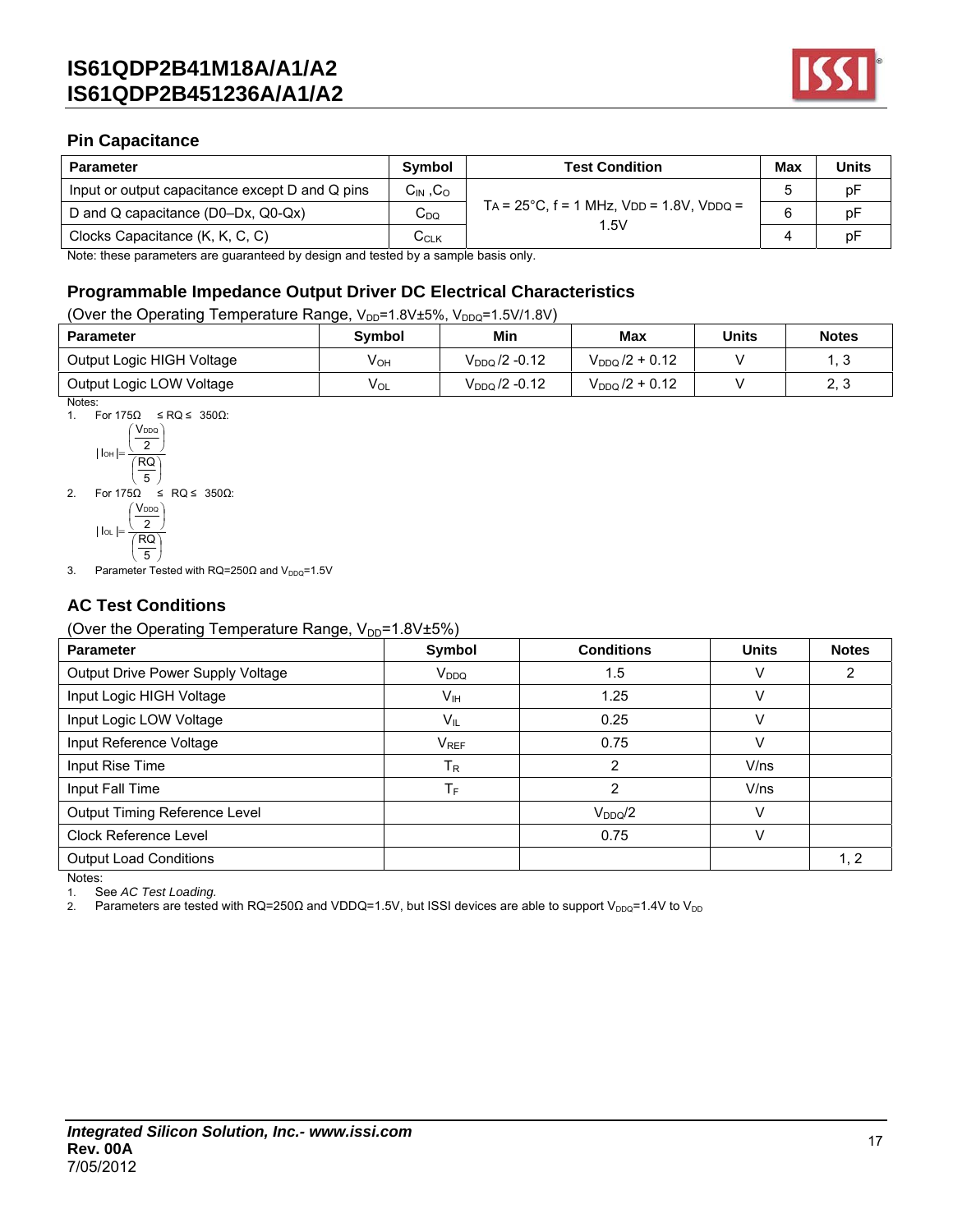## Pin Capacitance

| Parameter | Symbol | Test Condition | Max | Units |
|---|---|---|---|---|
| Input or output capacitance except D and Q pins | $C_{IN}$, $C_O$ | $T_A$ = 25°C, f = 1 MHz, $V_{DD}$ = 1.8V, $V_{DDQ}$ = 1.5V | 5 | pF |
| D and Q capacitance (D0–Dx, Q0-Qx) | $C_{DQ}$ | | 6 | pF |
| Clocks Capacitance (K, K, C, C) | $C_{CLK}$ | | 4 | pF |

Note: these parameters are guaranteed by design and tested by a sample basis only.

## Programmable Impedance Output Driver DC Electrical Characteristics

(Over the Operating Temperature Range, $V_{DD}$=1.8V±5%, $V_{DDQ}$=1.5V/1.8V)

| Parameter | Symbol | Min | Max | Units | Notes |
|---|---|---|---|---|---|
| Output Logic HIGH Voltage | $V_{OH}$ | $V_{DDQ}/2$ -0.12 | $V_{DDQ}/2$ + 0.12 | V | 1, 3 |
| Output Logic LOW Voltage | $V_{OL}$ | $V_{DDQ}/2$ -0.12 | $V_{DDQ}/2$ + 0.12 | V | 2, 3 |

Notes:

1. For 175Ω ≤ RQ ≤ 350Ω:
$$|I_{OH}| = \frac{\left(\frac{V_{DDQ}}{2}\right)}{\left(\frac{RQ}{5}\right)}$$
2. For 175Ω ≤ RQ ≤ 350Ω:
$$|I_{OL}| = \frac{\left(\frac{V_{DDQ}}{2}\right)}{\left(\frac{RQ}{5}\right)}$$
3. Parameter Tested with RQ=250Ω and $V_{DDQ}$=1.5V

## AC Test Conditions

(Over the Operating Temperature Range, $V_{DD}$=1.8V±5%)

| Parameter | Symbol | Conditions | Units | Notes |
|---|---|---|---|---|
| Output Drive Power Supply Voltage | $V_{DDQ}$ | 1.5 | V | 2 |
| Input Logic HIGH Voltage | $V_{IH}$ | 1.25 | V | |
| Input Logic LOW Voltage | $V_{IL}$ | 0.25 | V | |
| Input Reference Voltage | $V_{REF}$ | 0.75 | V | |
| Input Rise Time | $T_R$ | 2 | V/ns | |
| Input Fall Time | $T_F$ | 2 | V/ns | |
| Output Timing Reference Level | | $V_{DDQ}/2$ | V | |
| Clock Reference Level | | 0.75 | V | |
| Output Load Conditions | | | | 1, 2 |

Notes:

1. See *AC Test Loading.*
2. Parameters are tested with RQ=250Ω and VDDQ=1.5V, but ISSI devices are able to support $V_{DDQ}$=1.4V to $V_{DD}$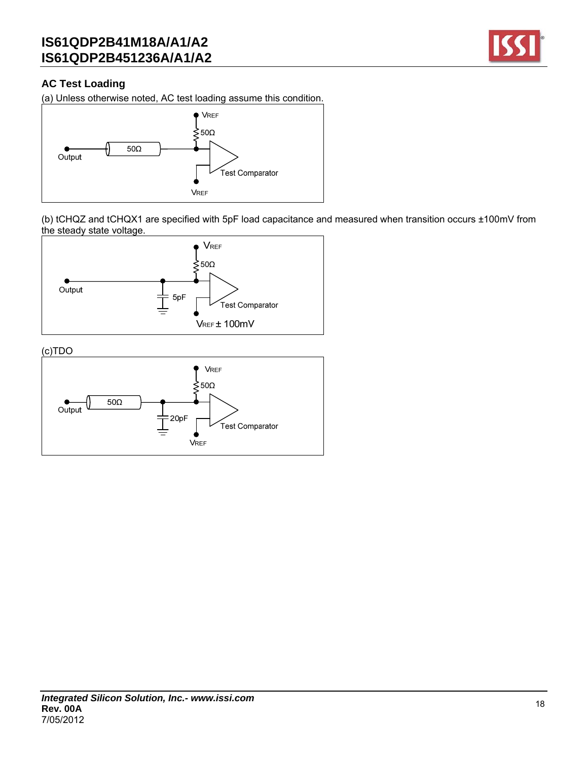## AC Test Loading

(a) Unless otherwise noted, AC test loading assume this condition.

VREF

50Ω

Output

50Ω

Test Comparator

VREF

(b) tCHQZ and tCHQX1 are specified with 5pF load capacitance and measured when transition occurs ±100mV from the steady state voltage.

VREF

50Ω

Output

5pF

Test Comparator

VREF ± 100mV

(c)TDO

VREF

50Ω

Output

50Ω

20pF

Test Comparator

VREF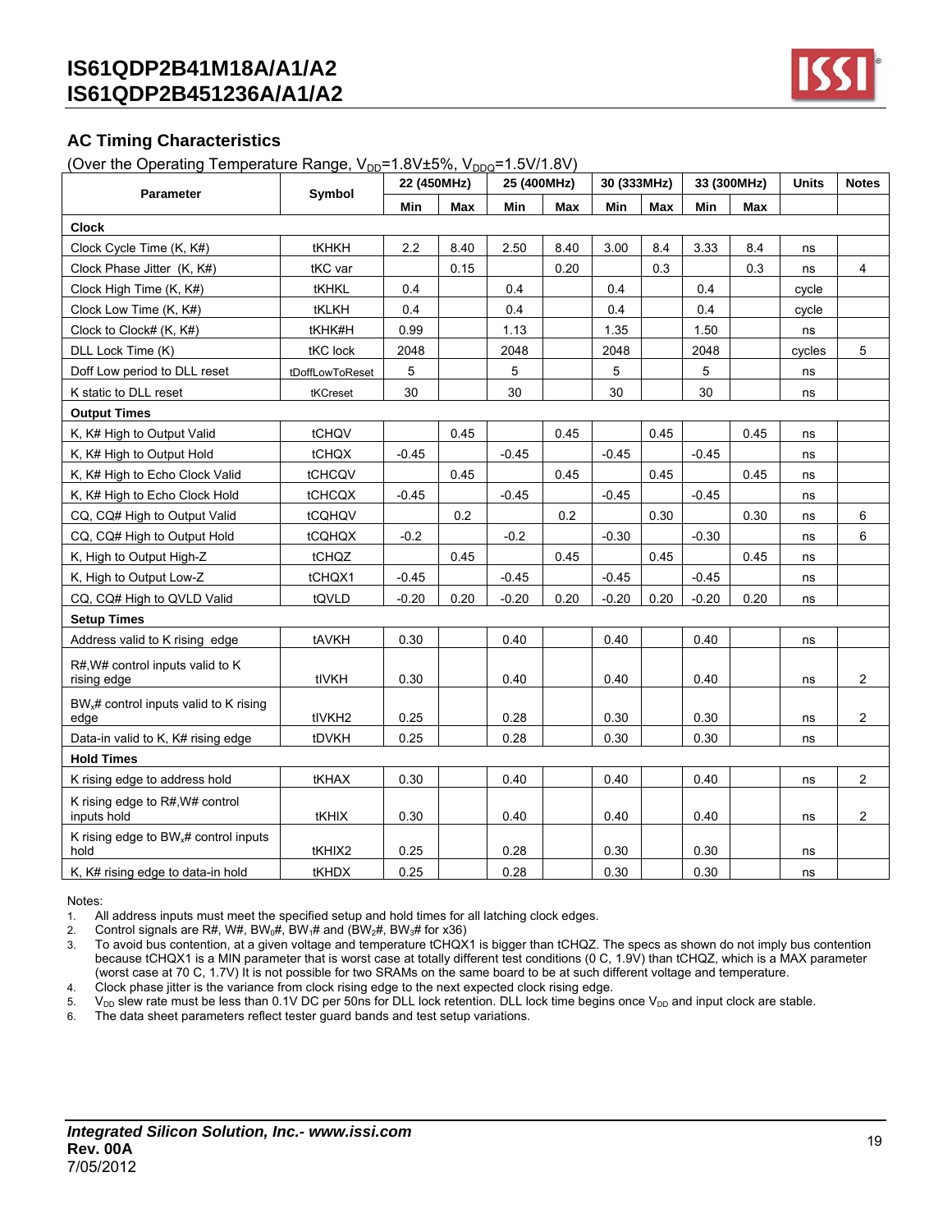## AC Timing Characteristics

(Over the Operating Temperature Range, $V_{DD}$=1.8V±5%, $V_{DDQ}$=1.5V/1.8V)

| Parameter | Symbol | 22 (450MHz) | | 25 (400MHz) | | 30 (333MHz) | | 33 (300MHz) | | Units | Notes |
|---|---|---|---|---|---|---|---|---|---|---|---|
| | | Min | Max | Min | Max | Min | Max | Min | Max | | |
| **Clock** | | | | | | | | | | | |
| Clock Cycle Time (K, K#) | tKHKH | 2.2 | 8.40 | 2.50 | 8.40 | 3.00 | 8.4 | 3.33 | 8.4 | ns | |
| Clock Phase Jitter (K, K#) | tKC var | | 0.15 | | 0.20 | | 0.3 | | 0.3 | ns | 4 |
| Clock High Time (K, K#) | tKHKL | 0.4 | | 0.4 | | 0.4 | | 0.4 | | cycle | |
| Clock Low Time (K, K#) | tKLKH | 0.4 | | 0.4 | | 0.4 | | 0.4 | | cycle | |
| Clock to Clock# (K, K#) | tKHK#H | 0.99 | | 1.13 | | 1.35 | | 1.50 | | ns | |
| DLL Lock Time (K) | tKC lock | 2048 | | 2048 | | 2048 | | 2048 | | cycles | 5 |
| Doff Low period to DLL reset | tDoffLowToReset | 5 | | 5 | | 5 | | 5 | | ns | |
| K static to DLL reset | tKCreset | 30 | | 30 | | 30 | | 30 | | ns | |
| **Output Times** | | | | | | | | | | | |
| K, K# High to Output Valid | tCHQV | | 0.45 | | 0.45 | | 0.45 | | 0.45 | ns | |
| K, K# High to Output Hold | tCHQX | -0.45 | | -0.45 | | -0.45 | | -0.45 | | ns | |
| K, K# High to Echo Clock Valid | tCHCQV | | 0.45 | | 0.45 | | 0.45 | | 0.45 | ns | |
| K, K# High to Echo Clock Hold | tCHCQX | -0.45 | | -0.45 | | -0.45 | | -0.45 | | ns | |
| CQ, CQ# High to Output Valid | tCQHQV | | 0.2 | | 0.2 | | 0.30 | | 0.30 | ns | 6 |
| CQ, CQ# High to Output Hold | tCQHQX | -0.2 | | -0.2 | | -0.30 | | -0.30 | | ns | 6 |
| K, High to Output High-Z | tCHQZ | | 0.45 | | 0.45 | | 0.45 | | 0.45 | ns | |
| K, High to Output Low-Z | tCHQX1 | -0.45 | | -0.45 | | -0.45 | | -0.45 | | ns | |
| CQ, CQ# High to QVLD Valid | tQVLD | -0.20 | 0.20 | -0.20 | 0.20 | -0.20 | 0.20 | -0.20 | 0.20 | ns | |
| **Setup Times** | | | | | | | | | | | |
| Address valid to K rising edge | tAVKH | 0.30 | | 0.40 | | 0.40 | | 0.40 | | ns | |
| R#,W# control inputs valid to K rising edge | tIVKH | 0.30 | | 0.40 | | 0.40 | | 0.40 | | ns | 2 |
| $BW_x$# control inputs valid to K rising edge | tIVKH2 | 0.25 | | 0.28 | | 0.30 | | 0.30 | | ns | 2 |
| Data-in valid to K, K# rising edge | tDVKH | 0.25 | | 0.28 | | 0.30 | | 0.30 | | ns | |
| **Hold Times** | | | | | | | | | | | |
| K rising edge to address hold | tKHAX | 0.30 | | 0.40 | | 0.40 | | 0.40 | | ns | 2 |
| K rising edge to R#,W# control inputs hold | tKHIX | 0.30 | | 0.40 | | 0.40 | | 0.40 | | ns | 2 |
| K rising edge to $BW_x$# control inputs hold | tKHIX2 | 0.25 | | 0.28 | | 0.30 | | 0.30 | | ns | |
| K, K# rising edge to data-in hold | tKHDX | 0.25 | | 0.28 | | 0.30 | | 0.30 | | ns | |

Notes:

1. All address inputs must meet the specified setup and hold times for all latching clock edges.
2. Control signals are R#, W#, $BW_0$#, $BW_1$# and ($BW_2$#, $BW_3$# for x36)
3. To avoid bus contention, at a given voltage and temperature tCHQX1 is bigger than tCHQZ. The specs as shown do not imply bus contention because tCHQX1 is a MIN parameter that is worst case at totally different test conditions (0 C, 1.9V) than tCHQZ, which is a MAX parameter (worst case at 70 C, 1.7V) It is not possible for two SRAMs on the same board to be at such different voltage and temperature.
4. Clock phase jitter is the variance from clock rising edge to the next expected clock rising edge.
5. $V_{DD}$ slew rate must be less than 0.1V DC per 50ns for DLL lock retention. DLL lock time begins once $V_{DD}$ and input clock are stable.
6. The data sheet parameters reflect tester guard bands and test setup variations.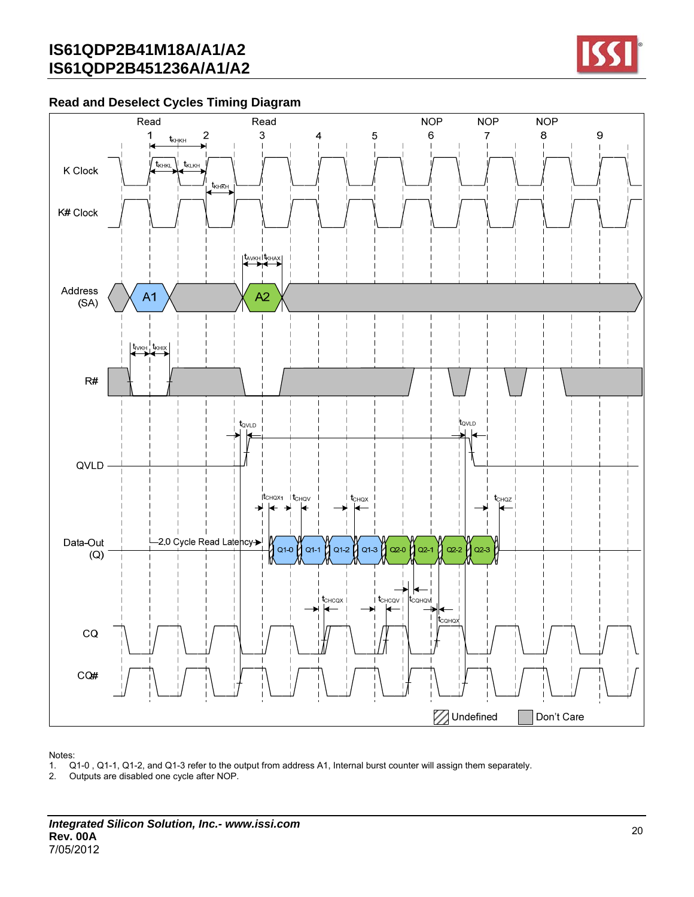## Read and Deselect Cycles Timing Diagram

Notes:

1. Q1-0 , Q1-1, Q1-2, and Q1-3 refer to the output from address A1, Internal burst counter will assign them separately.
2. Outputs are disabled one cycle after NOP.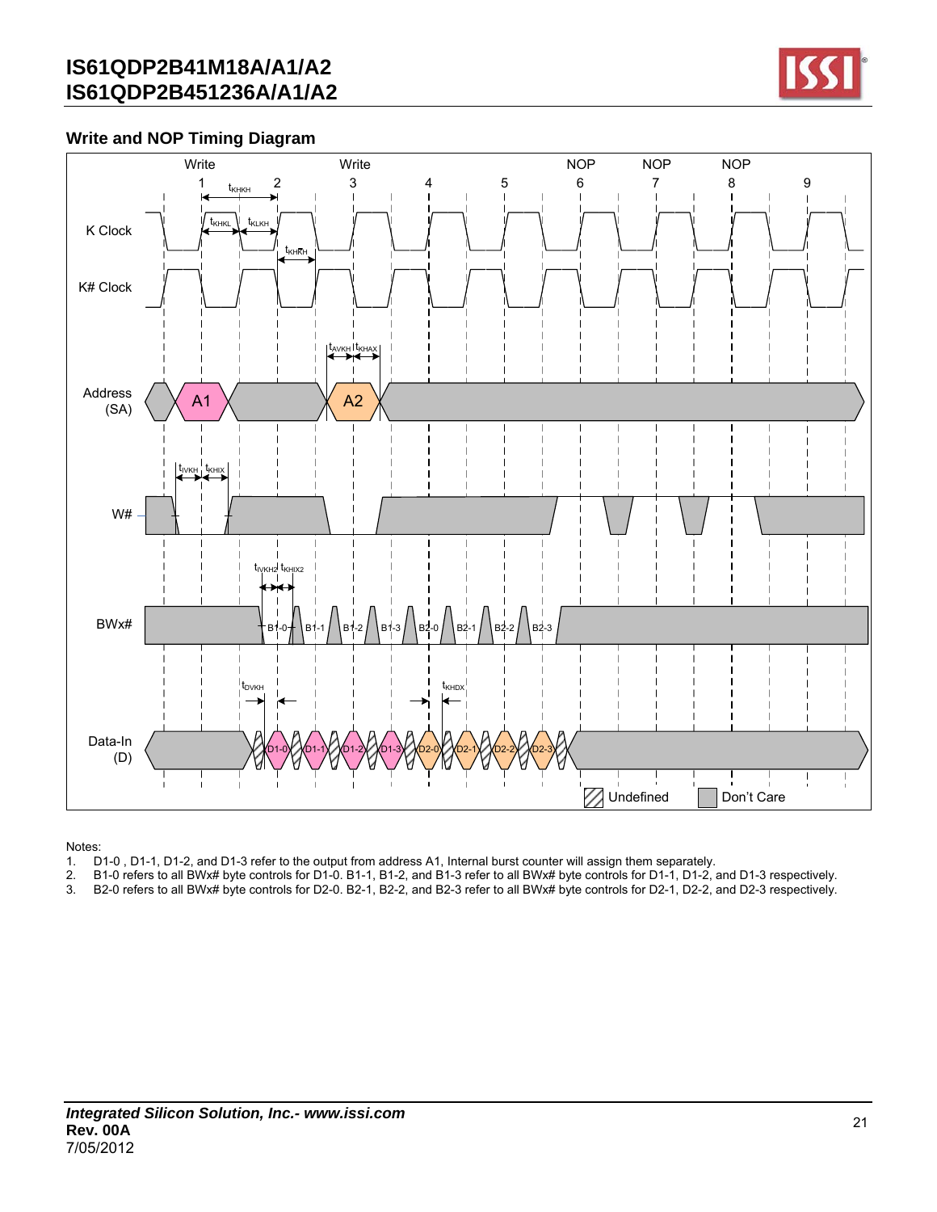## Write and NOP Timing Diagram

Notes:

1. D1-0 , D1-1, D1-2, and D1-3 refer to the output from address A1, Internal burst counter will assign them separately.
2. B1-0 refers to all BWx# byte controls for D1-0. B1-1, B1-2, and B1-3 refer to all BWx# byte controls for D1-1, D1-2, and D1-3 respectively.
3. B2-0 refers to all BWx# byte controls for D2-0. B2-1, B2-2, and B2-3 refer to all BWx# byte controls for D2-1, D2-2, and D2-3 respectively.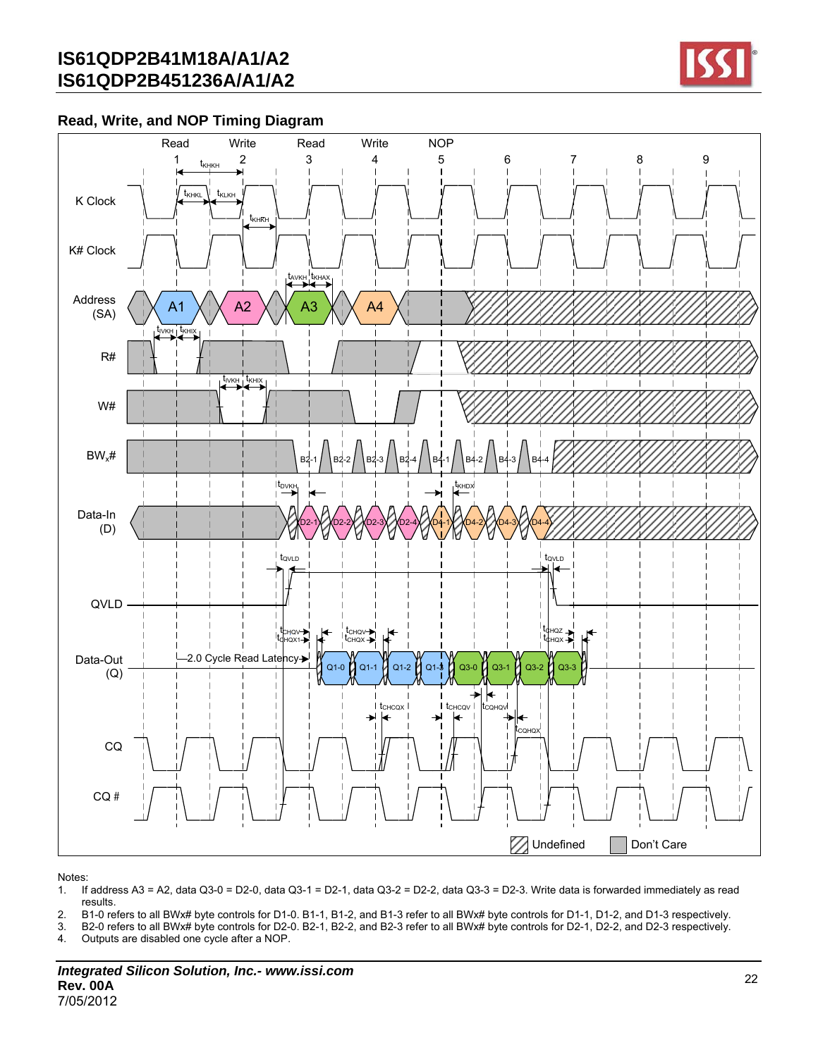## Read, Write, and NOP Timing Diagram

Notes:

1. If address A3 = A2, data Q3-0 = D2-0, data Q3-1 = D2-1, data Q3-2 = D2-2, data Q3-3 = D2-3. Write data is forwarded immediately as read results.
2. B1-0 refers to all BWx# byte controls for D1-0. B1-1, B1-2, and B1-3 refer to all BWx# byte controls for D1-1, D1-2, and D1-3 respectively.
3. B2-0 refers to all BWx# byte controls for D2-0. B2-1, B2-2, and B2-3 refer to all BWx# byte controls for D2-1, D2-2, and D2-3 respectively.
4. Outputs are disabled one cycle after a NOP.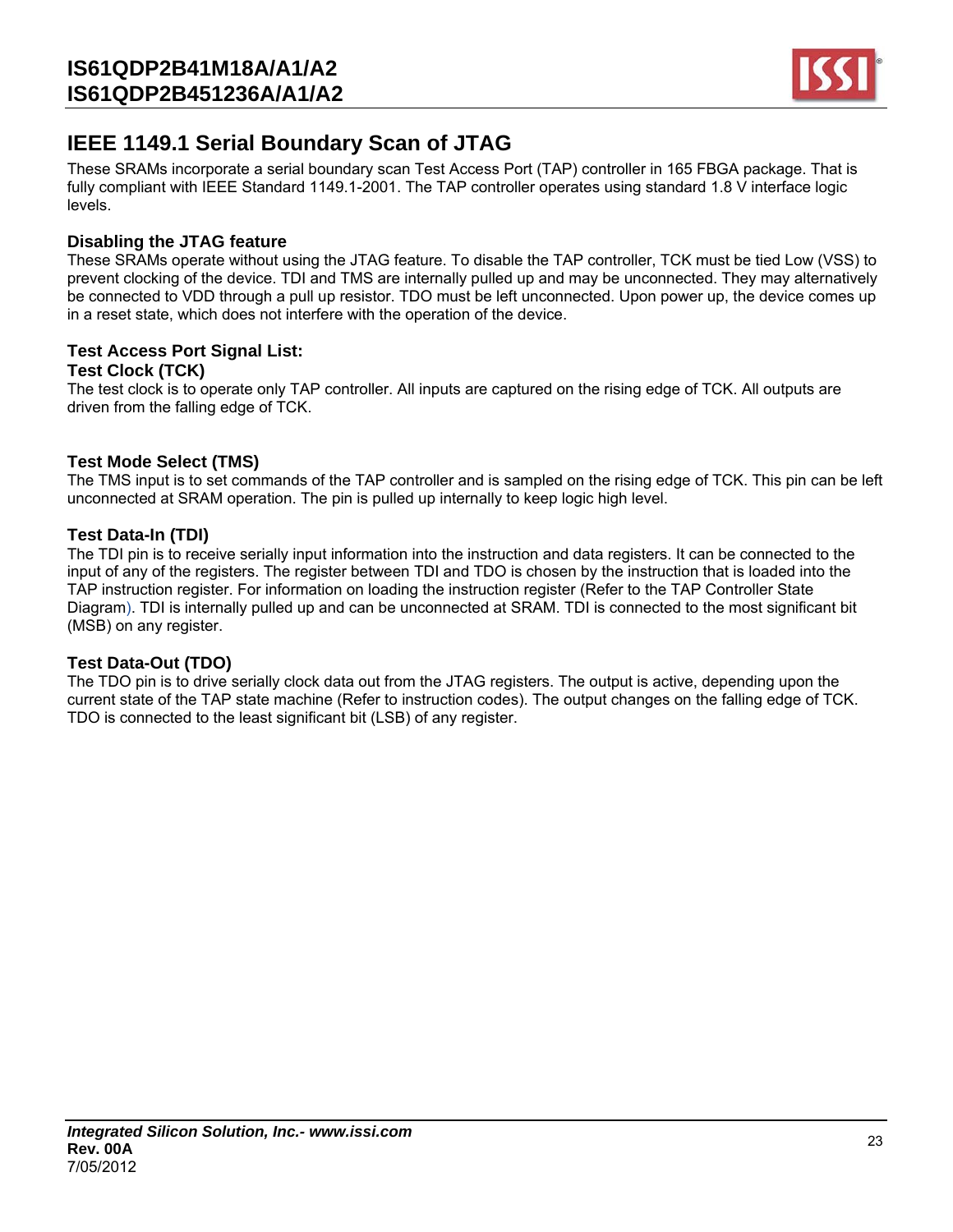# IEEE 1149.1 Serial Boundary Scan of JTAG

These SRAMs incorporate a serial boundary scan Test Access Port (TAP) controller in 165 FBGA package. That is fully compliant with IEEE Standard 1149.1-2001. The TAP controller operates using standard 1.8 V interface logic levels.

### Disabling the JTAG feature

These SRAMs operate without using the JTAG feature. To disable the TAP controller, TCK must be tied Low (VSS) to prevent clocking of the device. TDI and TMS are internally pulled up and may be unconnected. They may alternatively be connected to VDD through a pull up resistor. TDO must be left unconnected. Upon power up, the device comes up in a reset state, which does not interfere with the operation of the device.

### Test Access Port Signal List:

### Test Clock (TCK)

The test clock is to operate only TAP controller. All inputs are captured on the rising edge of TCK. All outputs are driven from the falling edge of TCK.

### Test Mode Select (TMS)

The TMS input is to set commands of the TAP controller and is sampled on the rising edge of TCK. This pin can be left unconnected at SRAM operation. The pin is pulled up internally to keep logic high level.

### Test Data-In (TDI)

The TDI pin is to receive serially input information into the instruction and data registers. It can be connected to the input of any of the registers. The register between TDI and TDO is chosen by the instruction that is loaded into the TAP instruction register. For information on loading the instruction register (Refer to the TAP Controller State Diagram). TDI is internally pulled up and can be unconnected at SRAM. TDI is connected to the most significant bit (MSB) on any register.

### Test Data-Out (TDO)

The TDO pin is to drive serially clock data out from the JTAG registers. The output is active, depending upon the current state of the TAP state machine (Refer to instruction codes). The output changes on the falling edge of TCK. TDO is connected to the least significant bit (LSB) of any register.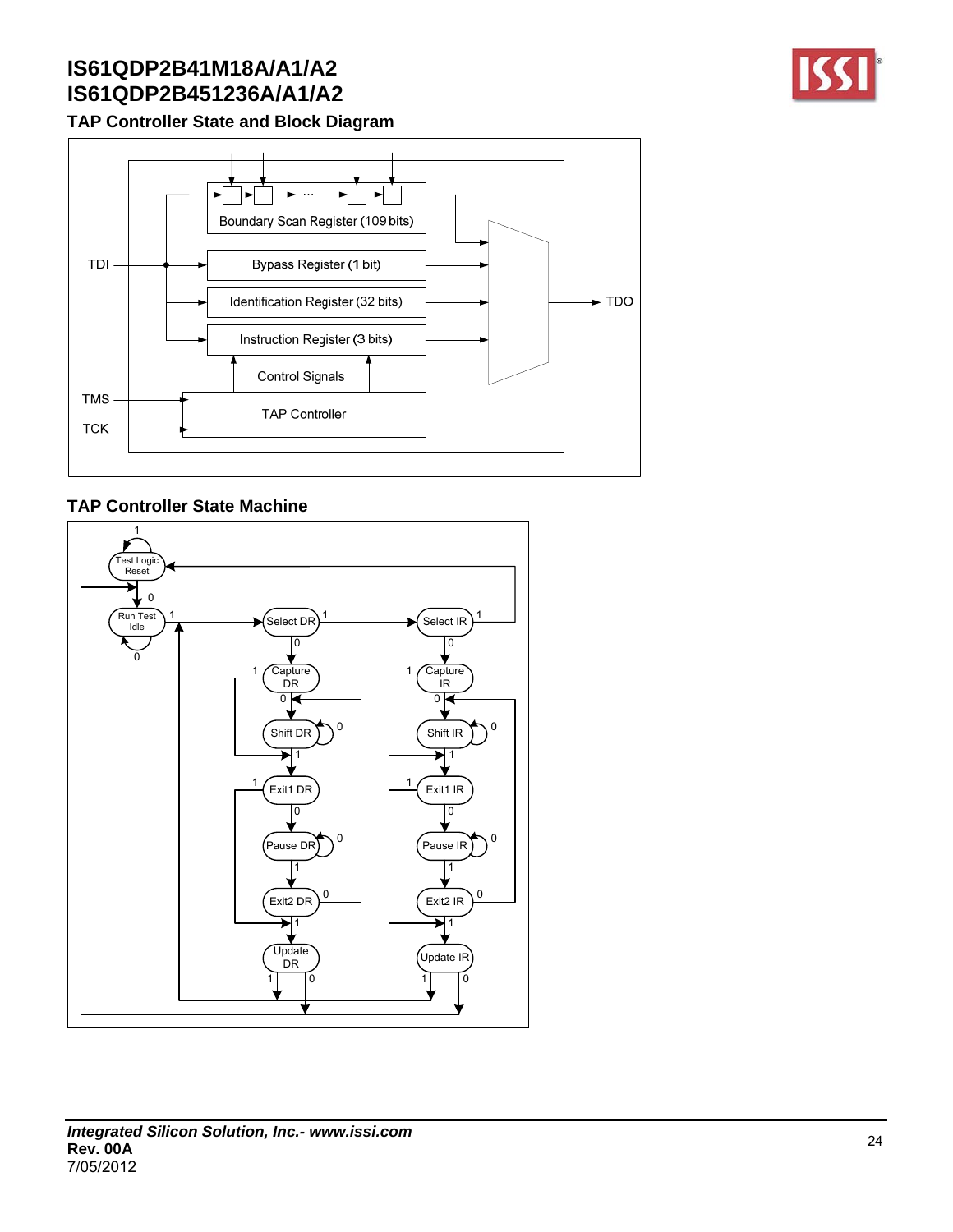## TAP Controller State and Block Diagram

Boundary Scan Register (109 bits)

TDI

Bypass Register (1 bit)

Identification Register (32 bits)

TDO

Instruction Register (3 bits)

Control Signals

TMS

TAP Controller

TCK

## TAP Controller State Machine

Test Logic Reset

Run Test Idle

Select DR

Select IR

Capture DR

Capture IR

Shift DR

Shift IR

Exit1 DR

Exit1 IR

Pause DR

Pause IR

Exit2 DR

Exit2 IR

Update DR

Update IR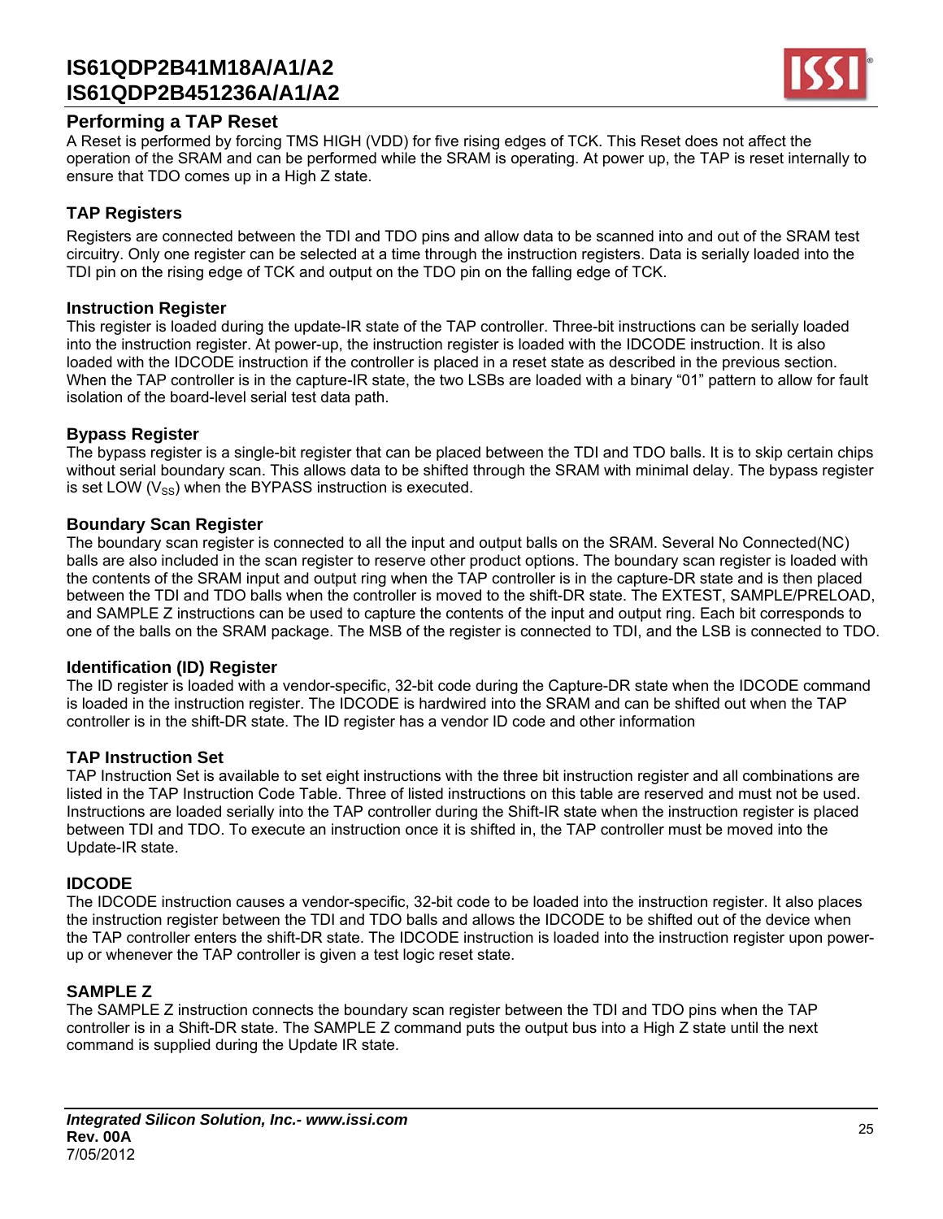## Performing a TAP Reset

A Reset is performed by forcing TMS HIGH (VDD) for five rising edges of TCK. This Reset does not affect the operation of the SRAM and can be performed while the SRAM is operating. At power up, the TAP is reset internally to ensure that TDO comes up in a High Z state.

## TAP Registers

Registers are connected between the TDI and TDO pins and allow data to be scanned into and out of the SRAM test circuitry. Only one register can be selected at a time through the instruction registers. Data is serially loaded into the TDI pin on the rising edge of TCK and output on the TDO pin on the falling edge of TCK.

### Instruction Register

This register is loaded during the update-IR state of the TAP controller. Three-bit instructions can be serially loaded into the instruction register. At power-up, the instruction register is loaded with the IDCODE instruction. It is also loaded with the IDCODE instruction if the controller is placed in a reset state as described in the previous section. When the TAP controller is in the capture-IR state, the two LSBs are loaded with a binary “01” pattern to allow for fault isolation of the board-level serial test data path.

### Bypass Register

The bypass register is a single-bit register that can be placed between the TDI and TDO balls. It is to skip certain chips without serial boundary scan. This allows data to be shifted through the SRAM with minimal delay. The bypass register is set LOW ($V_{SS}$) when the BYPASS instruction is executed.

### Boundary Scan Register

The boundary scan register is connected to all the input and output balls on the SRAM. Several No Connected(NC) balls are also included in the scan register to reserve other product options. The boundary scan register is loaded with the contents of the SRAM input and output ring when the TAP controller is in the capture-DR state and is then placed between the TDI and TDO balls when the controller is moved to the shift-DR state. The EXTEST, SAMPLE/PRELOAD, and SAMPLE Z instructions can be used to capture the contents of the input and output ring. Each bit corresponds to one of the balls on the SRAM package. The MSB of the register is connected to TDI, and the LSB is connected to TDO.

### Identification (ID) Register

The ID register is loaded with a vendor-specific, 32-bit code during the Capture-DR state when the IDCODE command is loaded in the instruction register. The IDCODE is hardwired into the SRAM and can be shifted out when the TAP controller is in the shift-DR state. The ID register has a vendor ID code and other information

### TAP Instruction Set

TAP Instruction Set is available to set eight instructions with the three bit instruction register and all combinations are listed in the TAP Instruction Code Table. Three of listed instructions on this table are reserved and must not be used. Instructions are loaded serially into the TAP controller during the Shift-IR state when the instruction register is placed between TDI and TDO. To execute an instruction once it is shifted in, the TAP controller must be moved into the Update-IR state.

### IDCODE

The IDCODE instruction causes a vendor-specific, 32-bit code to be loaded into the instruction register. It also places the instruction register between the TDI and TDO balls and allows the IDCODE to be shifted out of the device when the TAP controller enters the shift-DR state. The IDCODE instruction is loaded into the instruction register upon power-up or whenever the TAP controller is given a test logic reset state.

### SAMPLE Z

The SAMPLE Z instruction connects the boundary scan register between the TDI and TDO pins when the TAP controller is in a Shift-DR state. The SAMPLE Z command puts the output bus into a High Z state until the next command is supplied during the Update IR state.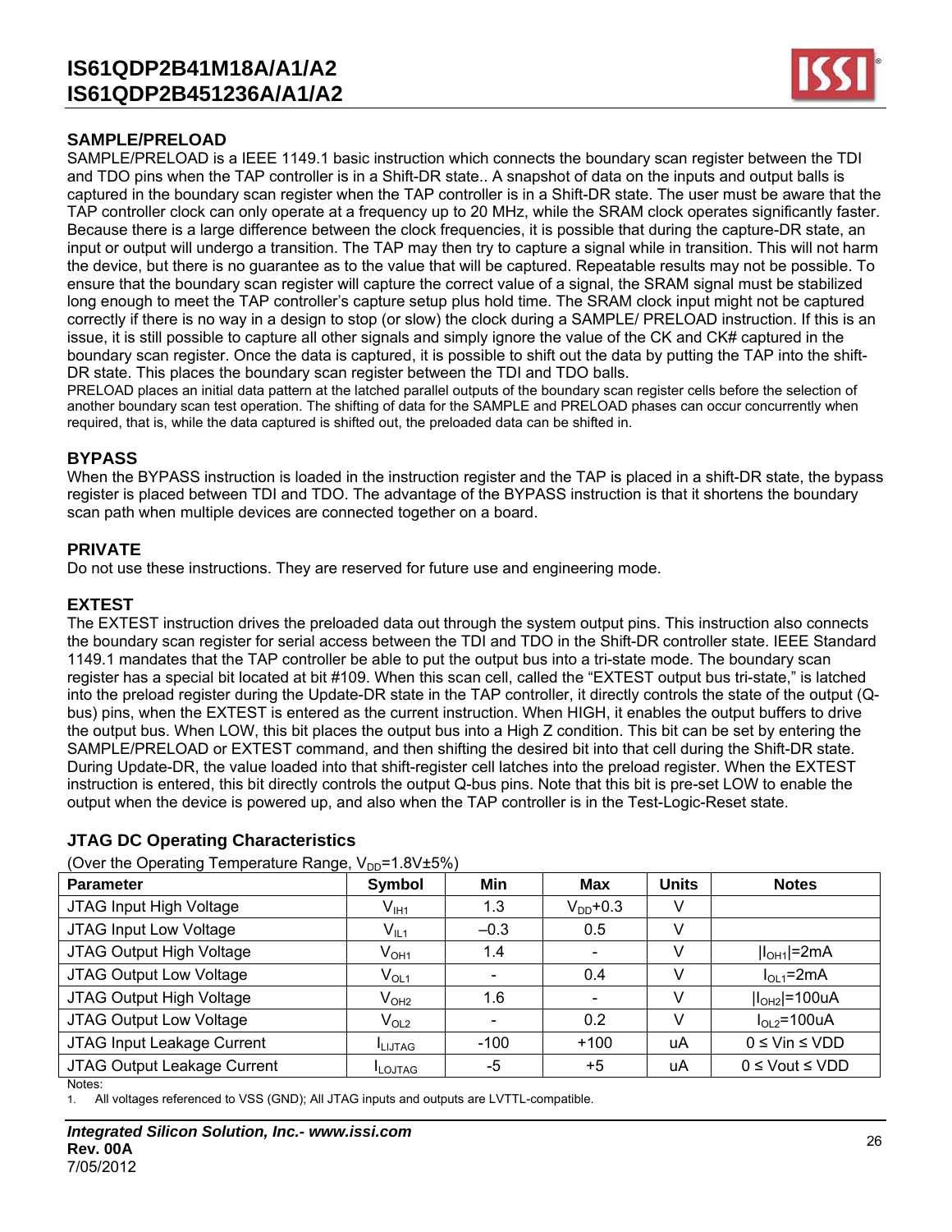## SAMPLE/PRELOAD

SAMPLE/PRELOAD is a IEEE 1149.1 basic instruction which connects the boundary scan register between the TDI and TDO pins when the TAP controller is in a Shift-DR state.. A snapshot of data on the inputs and output balls is captured in the boundary scan register when the TAP controller is in a Shift-DR state. The user must be aware that the TAP controller clock can only operate at a frequency up to 20 MHz, while the SRAM clock operates significantly faster. Because there is a large difference between the clock frequencies, it is possible that during the capture-DR state, an input or output will undergo a transition. The TAP may then try to capture a signal while in transition. This will not harm the device, but there is no guarantee as to the value that will be captured. Repeatable results may not be possible. To ensure that the boundary scan register will capture the correct value of a signal, the SRAM signal must be stabilized long enough to meet the TAP controller's capture setup plus hold time. The SRAM clock input might not be captured correctly if there is no way in a design to stop (or slow) the clock during a SAMPLE/ PRELOAD instruction. If this is an issue, it is still possible to capture all other signals and simply ignore the value of the CK and CK# captured in the boundary scan register. Once the data is captured, it is possible to shift out the data by putting the TAP into the shift-DR state. This places the boundary scan register between the TDI and TDO balls.

PRELOAD places an initial data pattern at the latched parallel outputs of the boundary scan register cells before the selection of another boundary scan test operation. The shifting of data for the SAMPLE and PRELOAD phases can occur concurrently when required, that is, while the data captured is shifted out, the preloaded data can be shifted in.

## BYPASS

When the BYPASS instruction is loaded in the instruction register and the TAP is placed in a shift-DR state, the bypass register is placed between TDI and TDO. The advantage of the BYPASS instruction is that it shortens the boundary scan path when multiple devices are connected together on a board.

## PRIVATE

Do not use these instructions. They are reserved for future use and engineering mode.

## EXTEST

The EXTEST instruction drives the preloaded data out through the system output pins. This instruction also connects the boundary scan register for serial access between the TDI and TDO in the Shift-DR controller state. IEEE Standard 1149.1 mandates that the TAP controller be able to put the output bus into a tri-state mode. The boundary scan register has a special bit located at bit #109. When this scan cell, called the "EXTEST output bus tri-state," is latched into the preload register during the Update-DR state in the TAP controller, it directly controls the state of the output (Q-bus) pins, when the EXTEST is entered as the current instruction. When HIGH, it enables the output buffers to drive the output bus. When LOW, this bit places the output bus into a High Z condition. This bit can be set by entering the SAMPLE/PRELOAD or EXTEST command, and then shifting the desired bit into that cell during the Shift-DR state. During Update-DR, the value loaded into that shift-register cell latches into the preload register. When the EXTEST instruction is entered, this bit directly controls the output Q-bus pins. Note that this bit is pre-set LOW to enable the output when the device is powered up, and also when the TAP controller is in the Test-Logic-Reset state.

## JTAG DC Operating Characteristics

(Over the Operating Temperature Range, $V_{DD}$=1.8V±5%)

| Parameter | Symbol | Min | Max | Units | Notes |
|---|---|---|---|---|---|
| JTAG Input High Voltage | $V_{IH1}$ | 1.3 | $V_{DD}$+0.3 | V | |
| JTAG Input Low Voltage | $V_{IL1}$ | –0.3 | 0.5 | V | |
| JTAG Output High Voltage | $V_{OH1}$ | 1.4 | - | V | $\|I_{OH1}\|$=2mA |
| JTAG Output Low Voltage | $V_{OL1}$ | - | 0.4 | V | $I_{OL1}$=2mA |
| JTAG Output High Voltage | $V_{OH2}$ | 1.6 | - | V | $\|I_{OH2}\|$=100uA |
| JTAG Output Low Voltage | $V_{OL2}$ | - | 0.2 | V | $I_{OL2}$=100uA |
| JTAG Input Leakage Current | $I_{LIJTAG}$ | -100 | +100 | uA | 0 ≤ Vin ≤ VDD |
| JTAG Output Leakage Current | $I_{LOJTAG}$ | -5 | +5 | uA | 0 ≤ Vout ≤ VDD |

Notes:

1. All voltages referenced to VSS (GND); All JTAG inputs and outputs are LVTTL-compatible.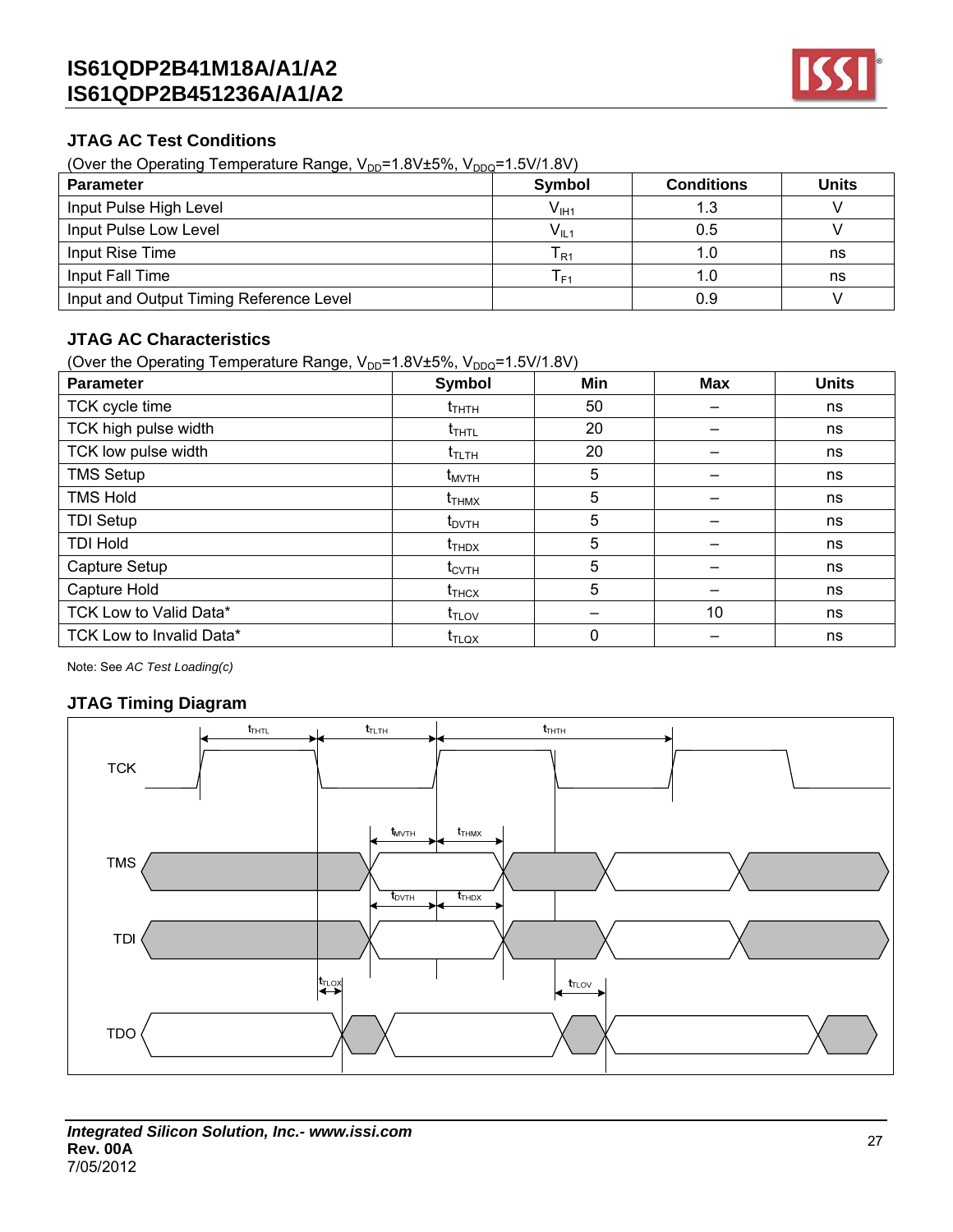## JTAG AC Test Conditions

(Over the Operating Temperature Range, $V_{DD}$=1.8V±5%, $V_{DDQ}$=1.5V/1.8V)

| Parameter | Symbol | Conditions | Units |
|---|---|---|---|
| Input Pulse High Level | $V_{IH1}$ | 1.3 | V |
| Input Pulse Low Level | $V_{IL1}$ | 0.5 | V |
| Input Rise Time | $T_{R1}$ | 1.0 | ns |
| Input Fall Time | $T_{F1}$ | 1.0 | ns |
| Input and Output Timing Reference Level | | 0.9 | V |

## JTAG AC Characteristics

(Over the Operating Temperature Range, $V_{DD}$=1.8V±5%, $V_{DDQ}$=1.5V/1.8V)

| Parameter | Symbol | Min | Max | Units |
|---|---|---|---|---|
| TCK cycle time | $t_{THTH}$ | 50 | – | ns |
| TCK high pulse width | $t_{THTL}$ | 20 | – | ns |
| TCK low pulse width | $t_{TLTH}$ | 20 | – | ns |
| TMS Setup | $t_{MVTH}$ | 5 | – | ns |
| TMS Hold | $t_{THMX}$ | 5 | – | ns |
| TDI Setup | $t_{DVTH}$ | 5 | – | ns |
| TDI Hold | $t_{THDX}$ | 5 | – | ns |
| Capture Setup | $t_{CVTH}$ | 5 | – | ns |
| Capture Hold | $t_{THCX}$ | 5 | – | ns |
| TCK Low to Valid Data* | $t_{TLOV}$ | – | 10 | ns |
| TCK Low to Invalid Data* | $t_{TLQX}$ | 0 | – | ns |

Note: See *AC Test Loading(c)*

## JTAG Timing Diagram

TCK, TMS, TDI, TDO — $t_{THTL}$, $t_{TLTH}$, $t_{THTH}$, $t_{MVTH}$, $t_{THMX}$, $t_{DVTH}$, $t_{THDX}$, $t_{TLOX}$, $t_{TLOV}$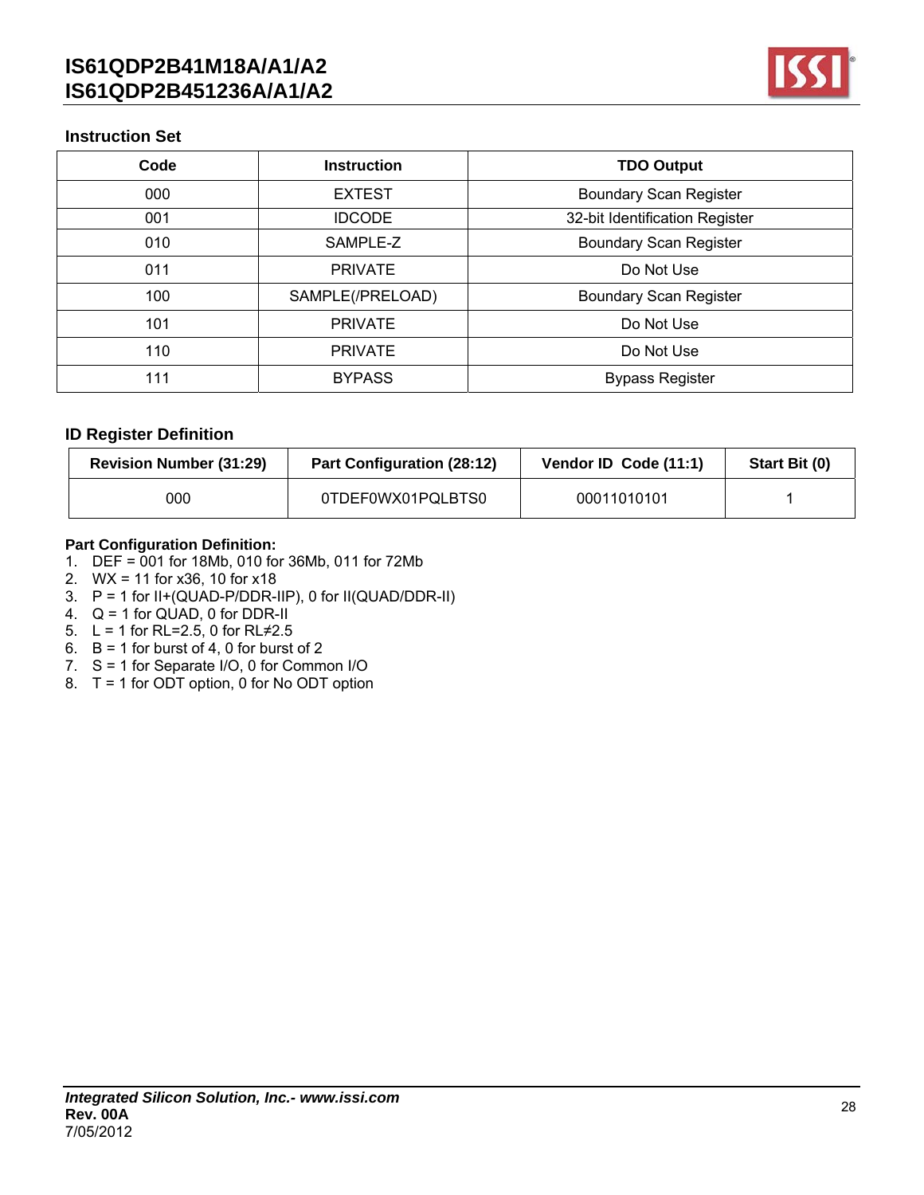## Instruction Set

| Code | Instruction | TDO Output |
|---|---|---|
| 000 | EXTEST | Boundary Scan Register |
| 001 | IDCODE | 32-bit Identification Register |
| 010 | SAMPLE-Z | Boundary Scan Register |
| 011 | PRIVATE | Do Not Use |
| 100 | SAMPLE(/PRELOAD) | Boundary Scan Register |
| 101 | PRIVATE | Do Not Use |
| 110 | PRIVATE | Do Not Use |
| 111 | BYPASS | Bypass Register |

## ID Register Definition

| Revision Number (31:29) | Part Configuration (28:12) | Vendor ID Code (11:1) | Start Bit (0) |
|---|---|---|---|
| 000 | 0TDEF0WX01PQLBTS0 | 00011010101 | 1 |

**Part Configuration Definition:**

1. DEF = 001 for 18Mb, 010 for 36Mb, 011 for 72Mb
2. WX = 11 for x36, 10 for x18
3. P = 1 for II+(QUAD-P/DDR-IIP), 0 for II(QUAD/DDR-II)
4. Q = 1 for QUAD, 0 for DDR-II
5. L = 1 for RL=2.5, 0 for RL≠2.5
6. B = 1 for burst of 4, 0 for burst of 2
7. S = 1 for Separate I/O, 0 for Common I/O
8. T = 1 for ODT option, 0 for No ODT option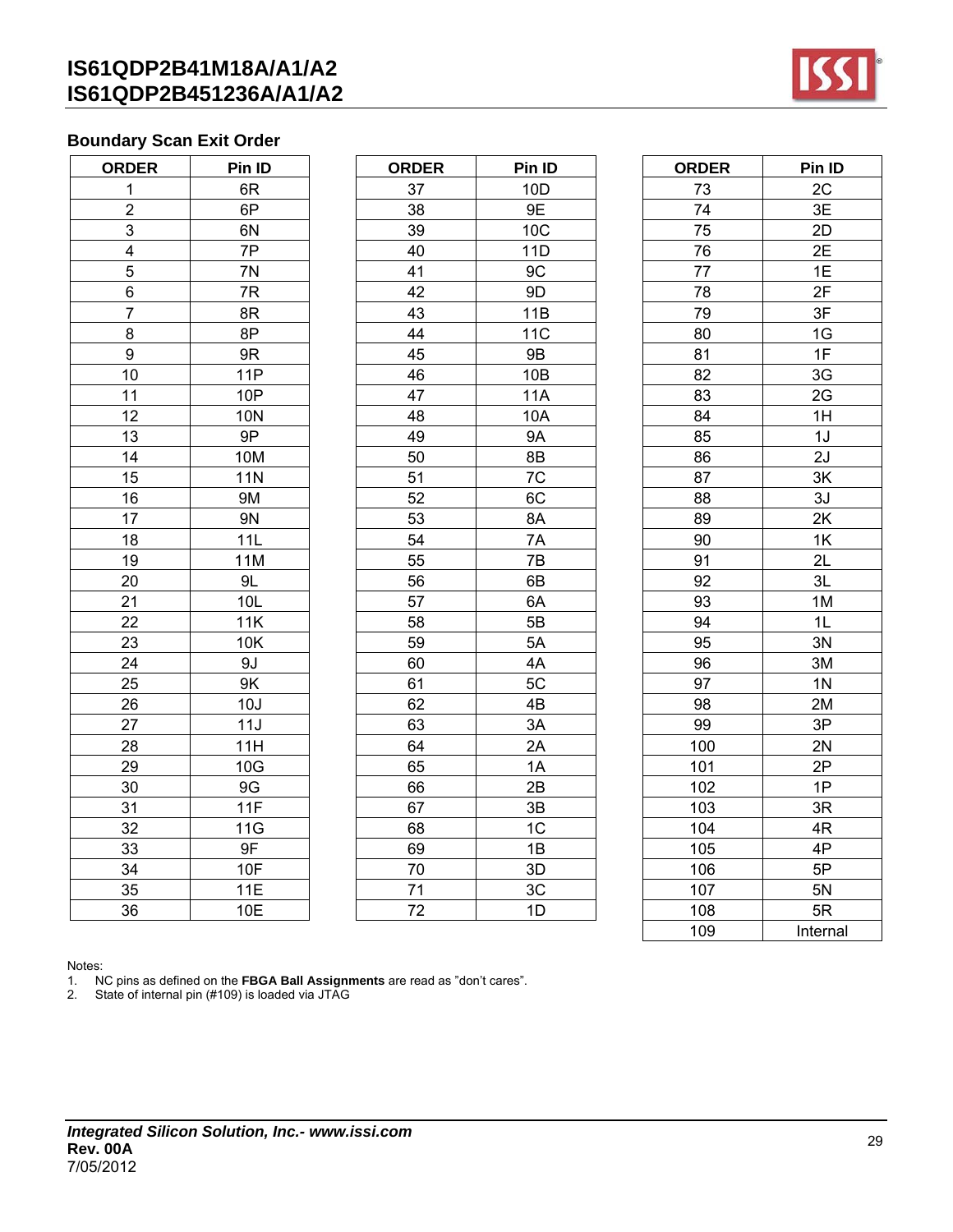## Boundary Scan Exit Order

| ORDER | Pin ID | ORDER | Pin ID | ORDER | Pin ID |
|---|---|---|---|---|---|
| 1 | 6R | 37 | 10D | 73 | 2C |
| 2 | 6P | 38 | 9E | 74 | 3E |
| 3 | 6N | 39 | 10C | 75 | 2D |
| 4 | 7P | 40 | 11D | 76 | 2E |
| 5 | 7N | 41 | 9C | 77 | 1E |
| 6 | 7R | 42 | 9D | 78 | 2F |
| 7 | 8R | 43 | 11B | 79 | 3F |
| 8 | 8P | 44 | 11C | 80 | 1G |
| 9 | 9R | 45 | 9B | 81 | 1F |
| 10 | 11P | 46 | 10B | 82 | 3G |
| 11 | 10P | 47 | 11A | 83 | 2G |
| 12 | 10N | 48 | 10A | 84 | 1H |
| 13 | 9P | 49 | 9A | 85 | 1J |
| 14 | 10M | 50 | 8B | 86 | 2J |
| 15 | 11N | 51 | 7C | 87 | 3K |
| 16 | 9M | 52 | 6C | 88 | 3J |
| 17 | 9N | 53 | 8A | 89 | 2K |
| 18 | 11L | 54 | 7A | 90 | 1K |
| 19 | 11M | 55 | 7B | 91 | 2L |
| 20 | 9L | 56 | 6B | 92 | 3L |
| 21 | 10L | 57 | 6A | 93 | 1M |
| 22 | 11K | 58 | 5B | 94 | 1L |
| 23 | 10K | 59 | 5A | 95 | 3N |
| 24 | 9J | 60 | 4A | 96 | 3M |
| 25 | 9K | 61 | 5C | 97 | 1N |
| 26 | 10J | 62 | 4B | 98 | 2M |
| 27 | 11J | 63 | 3A | 99 | 3P |
| 28 | 11H | 64 | 2A | 100 | 2N |
| 29 | 10G | 65 | 1A | 101 | 2P |
| 30 | 9G | 66 | 2B | 102 | 1P |
| 31 | 11F | 67 | 3B | 103 | 3R |
| 32 | 11G | 68 | 1C | 104 | 4R |
| 33 | 9F | 69 | 1B | 105 | 4P |
| 34 | 10F | 70 | 3D | 106 | 5P |
| 35 | 11E | 71 | 3C | 107 | 5N |
| 36 | 10E | 72 | 1D | 108 | 5R |
| | | | | 109 | Internal |

Notes:

1. NC pins as defined on the **FBGA Ball Assignments** are read as "don't cares".
2. State of internal pin (#109) is loaded via JTAG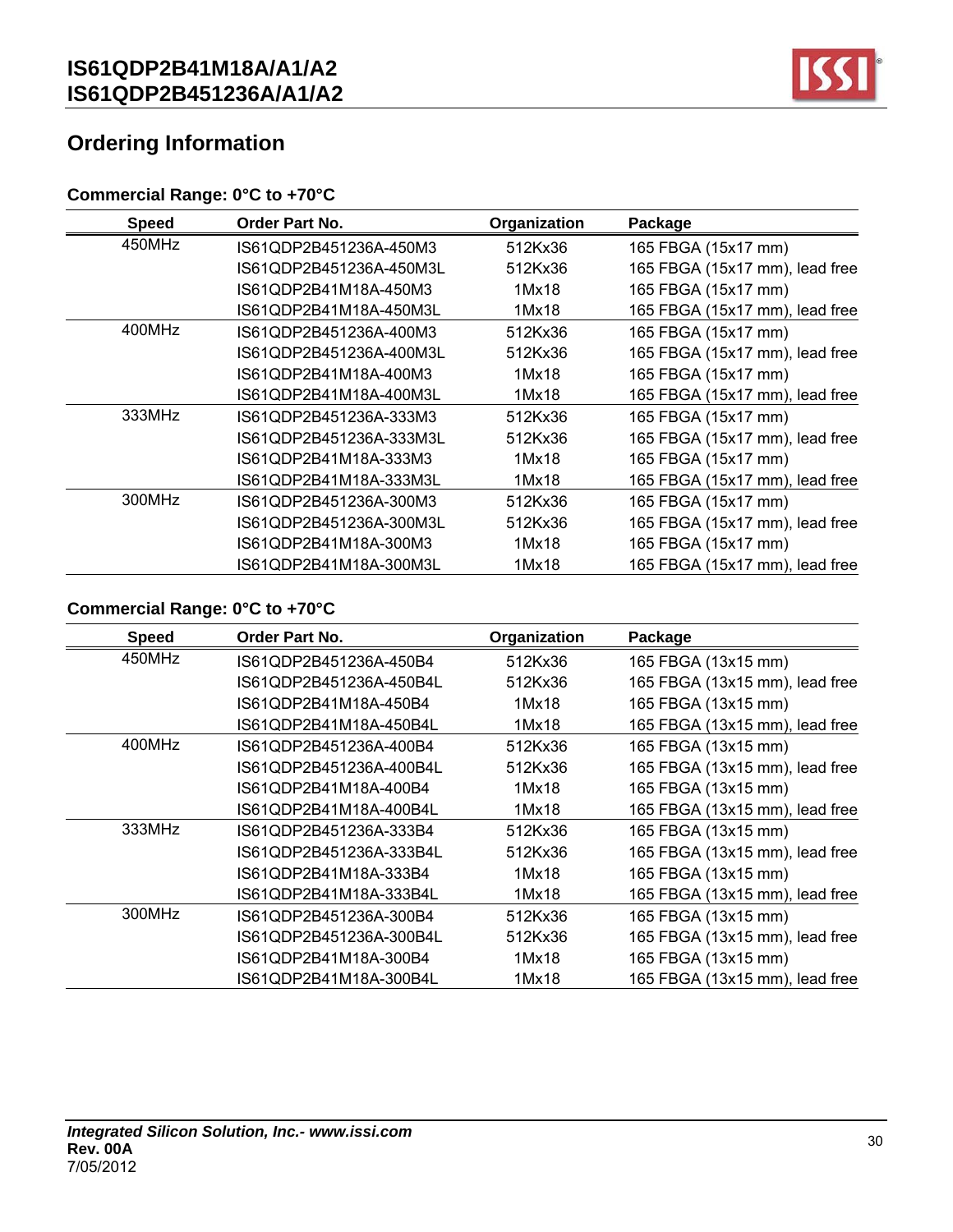## Ordering Information

### Commercial Range: 0°C to +70°C

| Speed | Order Part No. | Organization | Package |
|---|---|---|---|
| 450MHz | IS61QDP2B451236A-450M3 | 512Kx36 | 165 FBGA (15x17 mm) |
| | IS61QDP2B451236A-450M3L | 512Kx36 | 165 FBGA (15x17 mm), lead free |
| | IS61QDP2B41M18A-450M3 | 1Mx18 | 165 FBGA (15x17 mm) |
| | IS61QDP2B41M18A-450M3L | 1Mx18 | 165 FBGA (15x17 mm), lead free |
| 400MHz | IS61QDP2B451236A-400M3 | 512Kx36 | 165 FBGA (15x17 mm) |
| | IS61QDP2B451236A-400M3L | 512Kx36 | 165 FBGA (15x17 mm), lead free |
| | IS61QDP2B41M18A-400M3 | 1Mx18 | 165 FBGA (15x17 mm) |
| | IS61QDP2B41M18A-400M3L | 1Mx18 | 165 FBGA (15x17 mm), lead free |
| 333MHz | IS61QDP2B451236A-333M3 | 512Kx36 | 165 FBGA (15x17 mm) |
| | IS61QDP2B451236A-333M3L | 512Kx36 | 165 FBGA (15x17 mm), lead free |
| | IS61QDP2B41M18A-333M3 | 1Mx18 | 165 FBGA (15x17 mm) |
| | IS61QDP2B41M18A-333M3L | 1Mx18 | 165 FBGA (15x17 mm), lead free |
| 300MHz | IS61QDP2B451236A-300M3 | 512Kx36 | 165 FBGA (15x17 mm) |
| | IS61QDP2B451236A-300M3L | 512Kx36 | 165 FBGA (15x17 mm), lead free |
| | IS61QDP2B41M18A-300M3 | 1Mx18 | 165 FBGA (15x17 mm) |
| | IS61QDP2B41M18A-300M3L | 1Mx18 | 165 FBGA (15x17 mm), lead free |

### Commercial Range: 0°C to +70°C

| Speed | Order Part No. | Organization | Package |
|---|---|---|---|
| 450MHz | IS61QDP2B451236A-450B4 | 512Kx36 | 165 FBGA (13x15 mm) |
| | IS61QDP2B451236A-450B4L | 512Kx36 | 165 FBGA (13x15 mm), lead free |
| | IS61QDP2B41M18A-450B4 | 1Mx18 | 165 FBGA (13x15 mm) |
| | IS61QDP2B41M18A-450B4L | 1Mx18 | 165 FBGA (13x15 mm), lead free |
| 400MHz | IS61QDP2B451236A-400B4 | 512Kx36 | 165 FBGA (13x15 mm) |
| | IS61QDP2B451236A-400B4L | 512Kx36 | 165 FBGA (13x15 mm), lead free |
| | IS61QDP2B41M18A-400B4 | 1Mx18 | 165 FBGA (13x15 mm) |
| | IS61QDP2B41M18A-400B4L | 1Mx18 | 165 FBGA (13x15 mm), lead free |
| 333MHz | IS61QDP2B451236A-333B4 | 512Kx36 | 165 FBGA (13x15 mm) |
| | IS61QDP2B451236A-333B4L | 512Kx36 | 165 FBGA (13x15 mm), lead free |
| | IS61QDP2B41M18A-333B4 | 1Mx18 | 165 FBGA (13x15 mm) |
| | IS61QDP2B41M18A-333B4L | 1Mx18 | 165 FBGA (13x15 mm), lead free |
| 300MHz | IS61QDP2B451236A-300B4 | 512Kx36 | 165 FBGA (13x15 mm) |
| | IS61QDP2B451236A-300B4L | 512Kx36 | 165 FBGA (13x15 mm), lead free |
| | IS61QDP2B41M18A-300B4 | 1Mx18 | 165 FBGA (13x15 mm) |
| | IS61QDP2B41M18A-300B4L | 1Mx18 | 165 FBGA (13x15 mm), lead free |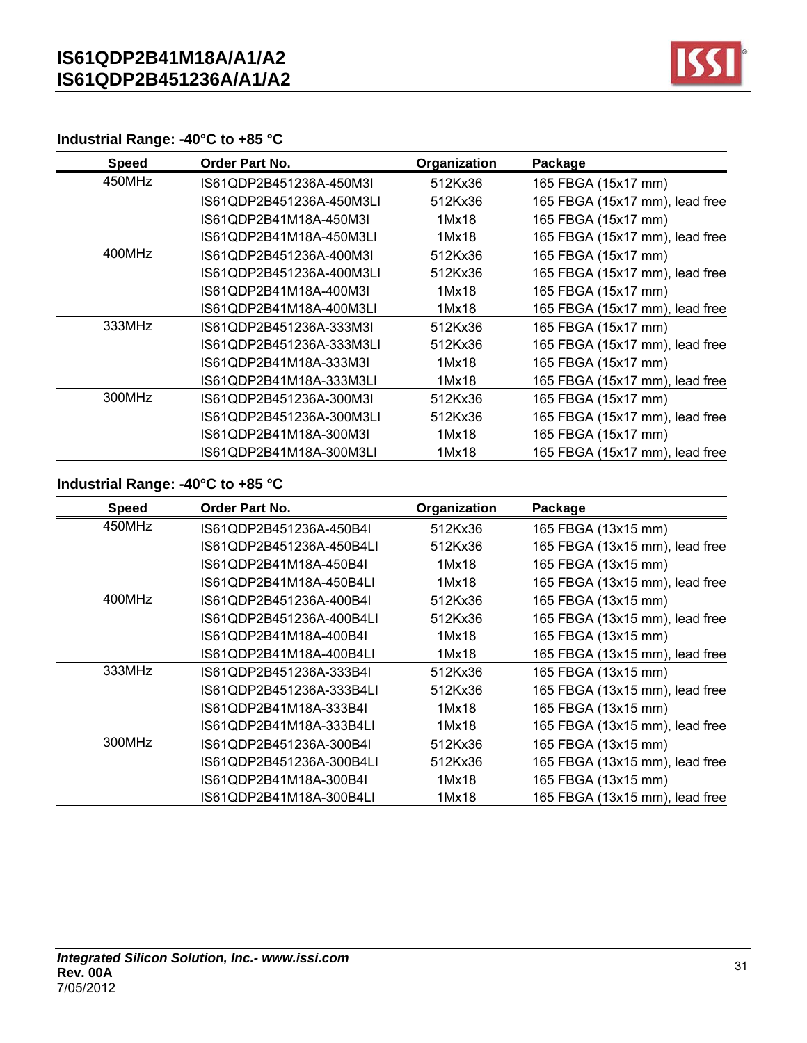### Industrial Range: -40°C to +85 °C

| Speed | Order Part No. | Organization | Package |
|---|---|---|---|
| 450MHz | IS61QDP2B451236A-450M3I | 512Kx36 | 165 FBGA (15x17 mm) |
| | IS61QDP2B451236A-450M3LI | 512Kx36 | 165 FBGA (15x17 mm), lead free |
| | IS61QDP2B41M18A-450M3I | 1Mx18 | 165 FBGA (15x17 mm) |
| | IS61QDP2B41M18A-450M3LI | 1Mx18 | 165 FBGA (15x17 mm), lead free |
| 400MHz | IS61QDP2B451236A-400M3I | 512Kx36 | 165 FBGA (15x17 mm) |
| | IS61QDP2B451236A-400M3LI | 512Kx36 | 165 FBGA (15x17 mm), lead free |
| | IS61QDP2B41M18A-400M3I | 1Mx18 | 165 FBGA (15x17 mm) |
| | IS61QDP2B41M18A-400M3LI | 1Mx18 | 165 FBGA (15x17 mm), lead free |
| 333MHz | IS61QDP2B451236A-333M3I | 512Kx36 | 165 FBGA (15x17 mm) |
| | IS61QDP2B451236A-333M3LI | 512Kx36 | 165 FBGA (15x17 mm), lead free |
| | IS61QDP2B41M18A-333M3I | 1Mx18 | 165 FBGA (15x17 mm) |
| | IS61QDP2B41M18A-333M3LI | 1Mx18 | 165 FBGA (15x17 mm), lead free |
| 300MHz | IS61QDP2B451236A-300M3I | 512Kx36 | 165 FBGA (15x17 mm) |
| | IS61QDP2B451236A-300M3LI | 512Kx36 | 165 FBGA (15x17 mm), lead free |
| | IS61QDP2B41M18A-300M3I | 1Mx18 | 165 FBGA (15x17 mm) |
| | IS61QDP2B41M18A-300M3LI | 1Mx18 | 165 FBGA (15x17 mm), lead free |

### Industrial Range: -40°C to +85 °C

| Speed | Order Part No. | Organization | Package |
|---|---|---|---|
| 450MHz | IS61QDP2B451236A-450B4I | 512Kx36 | 165 FBGA (13x15 mm) |
| | IS61QDP2B451236A-450B4LI | 512Kx36 | 165 FBGA (13x15 mm), lead free |
| | IS61QDP2B41M18A-450B4I | 1Mx18 | 165 FBGA (13x15 mm) |
| | IS61QDP2B41M18A-450B4LI | 1Mx18 | 165 FBGA (13x15 mm), lead free |
| 400MHz | IS61QDP2B451236A-400B4I | 512Kx36 | 165 FBGA (13x15 mm) |
| | IS61QDP2B451236A-400B4LI | 512Kx36 | 165 FBGA (13x15 mm), lead free |
| | IS61QDP2B41M18A-400B4I | 1Mx18 | 165 FBGA (13x15 mm) |
| | IS61QDP2B41M18A-400B4LI | 1Mx18 | 165 FBGA (13x15 mm), lead free |
| 333MHz | IS61QDP2B451236A-333B4I | 512Kx36 | 165 FBGA (13x15 mm) |
| | IS61QDP2B451236A-333B4LI | 512Kx36 | 165 FBGA (13x15 mm), lead free |
| | IS61QDP2B41M18A-333B4I | 1Mx18 | 165 FBGA (13x15 mm) |
| | IS61QDP2B41M18A-333B4LI | 1Mx18 | 165 FBGA (13x15 mm), lead free |
| 300MHz | IS61QDP2B451236A-300B4I | 512Kx36 | 165 FBGA (13x15 mm) |
| | IS61QDP2B451236A-300B4LI | 512Kx36 | 165 FBGA (13x15 mm), lead free |
| | IS61QDP2B41M18A-300B4I | 1Mx18 | 165 FBGA (13x15 mm) |
| | IS61QDP2B41M18A-300B4LI | 1Mx18 | 165 FBGA (13x15 mm), lead free |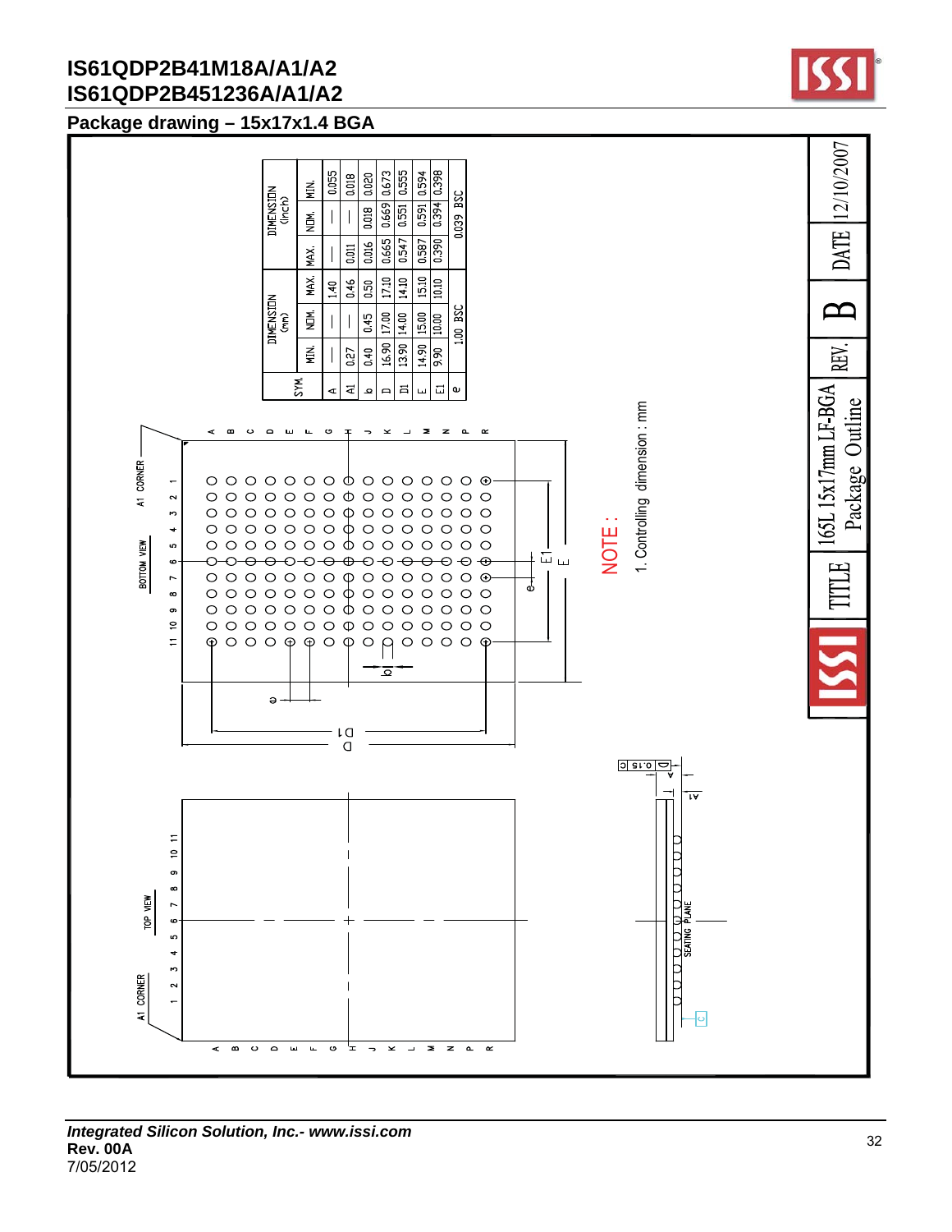## Package drawing – 15x17x1.4 BGA

| SYM. | DIMENSION (mm) MIN. | DIMENSION (mm) NOM. | DIMENSION (mm) MAX. | DIMENSION (inch) MIN. | DIMENSION (inch) NOM. | DIMENSION (inch) MAX. |
|---|---|---|---|---|---|---|
| A | — | — | 1.40 | — | — | 0.055 |
| A1 | 0.27 | — | 0.46 | 0.011 | — | 0.018 |
| b | 0.40 | 0.45 | 0.50 | 0.016 | 0.018 | 0.020 |
| D | 16.90 | 17.00 | 17.10 | 0.665 | 0.669 | 0.673 |
| D1 | 13.90 | 14.00 | 14.10 | 0.547 | 0.551 | 0.555 |
| E | 14.90 | 15.00 | 15.10 | 0.587 | 0.591 | 0.594 |
| E1 | 9.90 | 10.00 | 10.10 | 0.390 | 0.394 | 0.398 |
| e | 1.00 BSC | | | 0.039 BSC | | |

BOTTOM VIEW — A1 CORNER

TOP VIEW — A1 CORNER

SEATING PLANE

0.15 C

NOTE :

1. Controlling dimension : mm

| TITLE | 165L 15x17mm LF-BGA Package Outline | REV. | B | DATE | 12/10/2007 |
|---|---|---|---|---|---|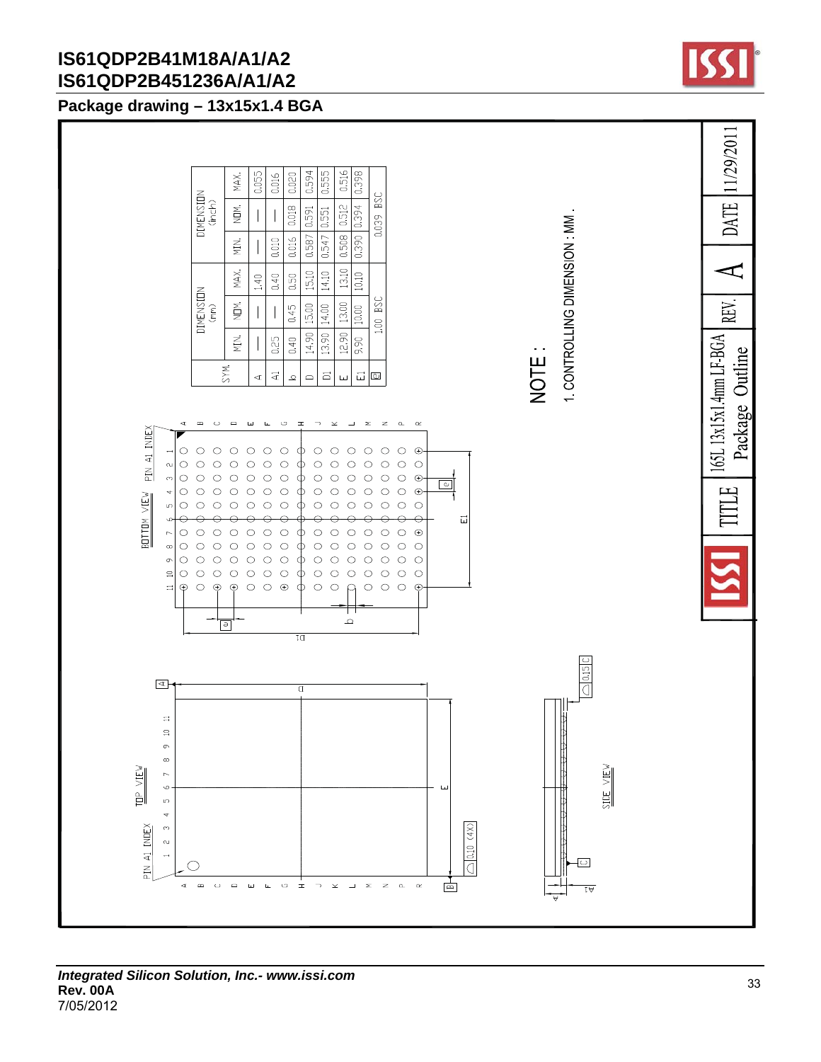## Package drawing – 13x15x1.4 BGA

| SYM. | DIMENSION (mm) MIN. | NOM. | MAX. | DIMENSION (inch) MIN. | NOM. | MAX. |
|---|---|---|---|---|---|---|
| A | — | — | 1.40 | — | — | 0.055 |
| A1 | 0.25 | — | 0.40 | 0.010 | — | 0.016 |
| b | 0.40 | 0.45 | 0.50 | 0.016 | 0.018 | 0.020 |
| D | 14.90 | 15.00 | 15.10 | 0.587 | 0.591 | 0.594 |
| D1 | 13.90 | 14.00 | 14.10 | 0.547 | 0.551 | 0.555 |
| E | 12.90 | 13.00 | 13.10 | 0.508 | 0.512 | 0.516 |
| E1 | 9.90 | 10.00 | 10.10 | 0.390 | 0.394 | 0.398 |
| e | 1.00 BSC | | | 0.039 BSC | | |

NOTE :

1. CONTROLLING DIMENSION : MM .

BOTTOM VIEW

PIN A1 INDEX

TOP VIEW

SIDE VIEW

TITLE: 165L 13x15x1.4mm LF-BGA Package Outline

REV. A

DATE 11/29/2011